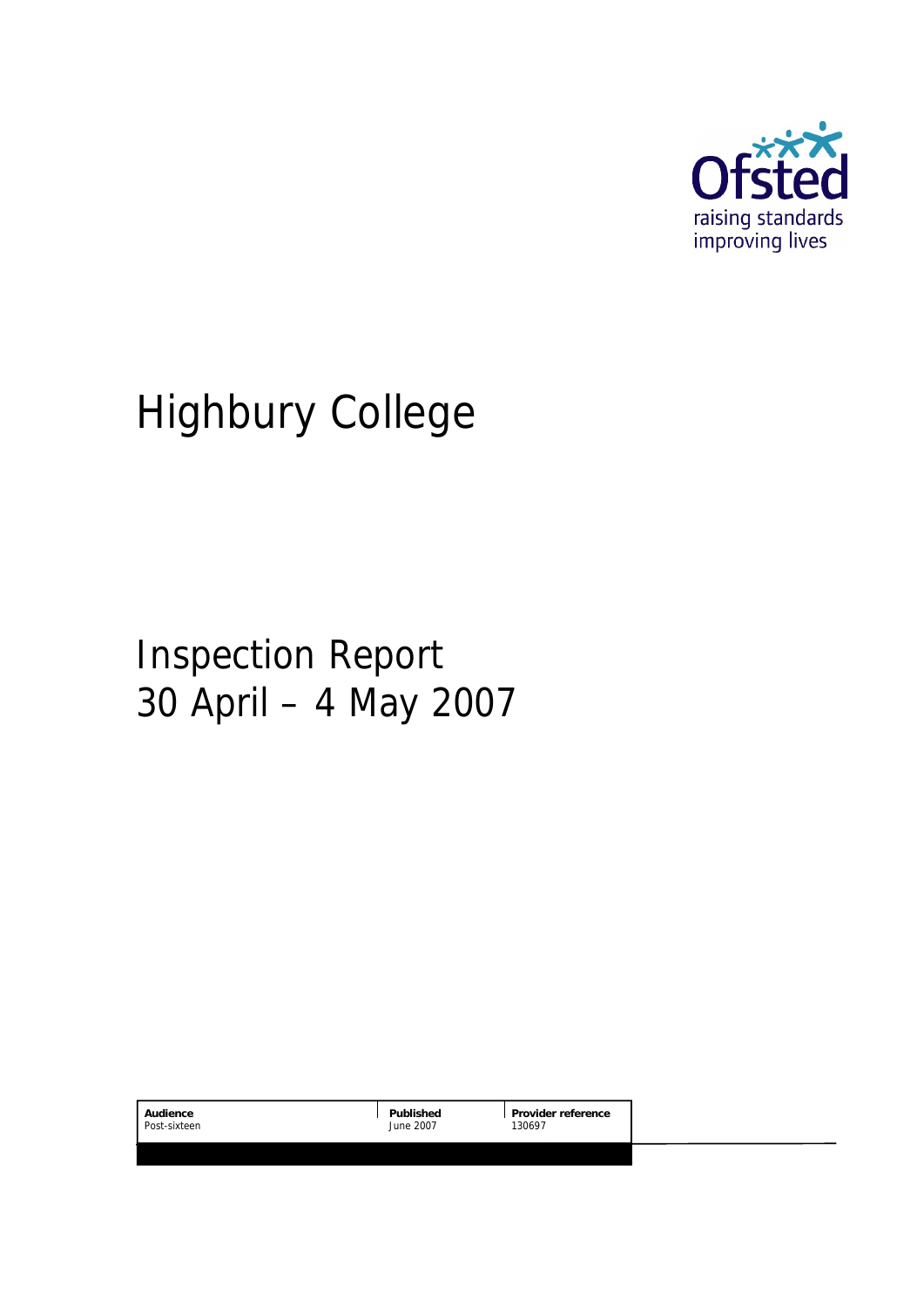Ofsted

raising standards
improving lives

# Highbury College

## Inspection Report
## 30 April – 4 May 2007

| Audience | Published | Provider reference |
|---|---|---|
| Post-sixteen | June 2007 | 130697 |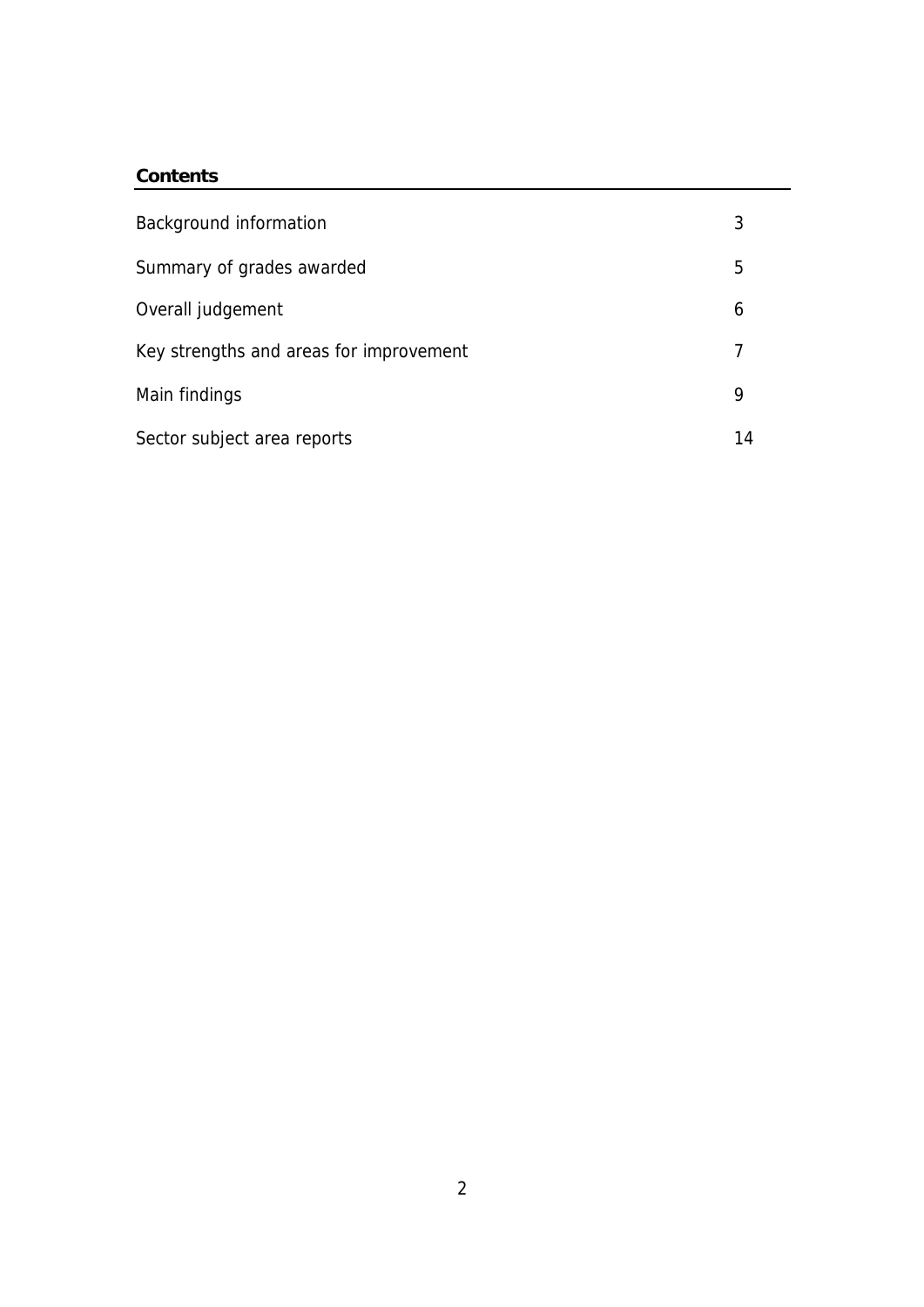## Contents

| | |
|---|---|
| Background information | 3 |
| Summary of grades awarded | 5 |
| Overall judgement | 6 |
| Key strengths and areas for improvement | 7 |
| Main findings | 9 |
| Sector subject area reports | 14 |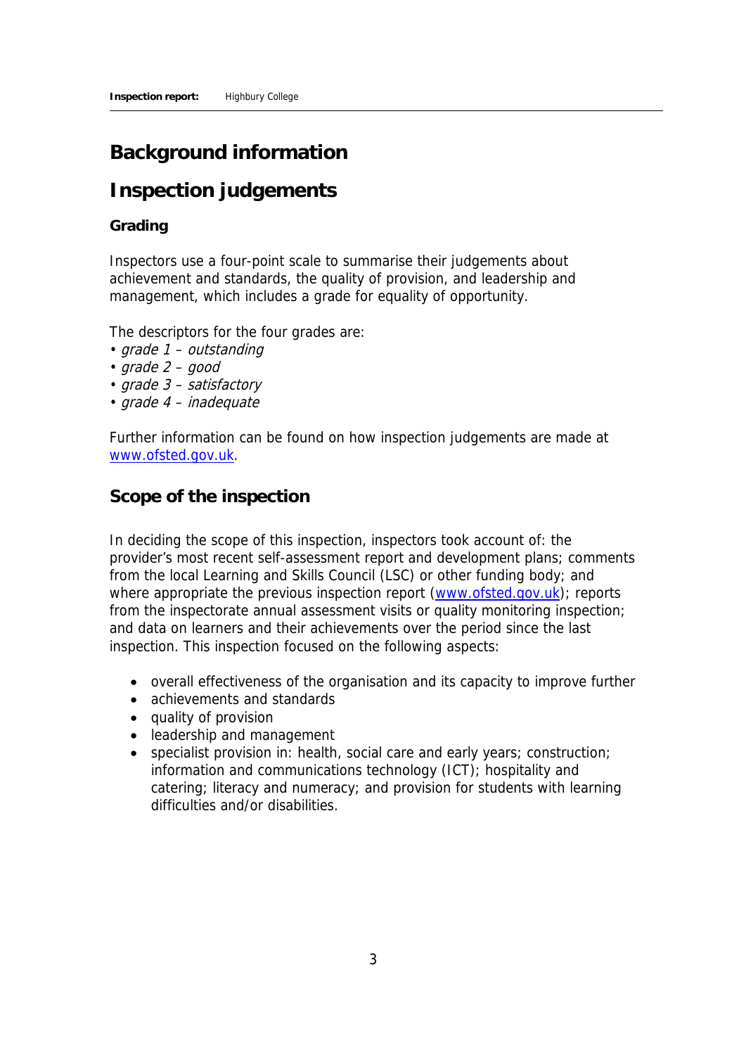# Background information

# Inspection judgements

### Grading

Inspectors use a four-point scale to summarise their judgements about achievement and standards, the quality of provision, and leadership and management, which includes a grade for equality of opportunity.

The descriptors for the four grades are:
- *grade 1 – outstanding*
- *grade 2 – good*
- *grade 3 – satisfactory*
- *grade 4 – inadequate*

Further information can be found on how inspection judgements are made at www.ofsted.gov.uk.

## Scope of the inspection

In deciding the scope of this inspection, inspectors took account of: the provider's most recent self-assessment report and development plans; comments from the local Learning and Skills Council (LSC) or other funding body; and where appropriate the previous inspection report (www.ofsted.gov.uk); reports from the inspectorate annual assessment visits or quality monitoring inspection; and data on learners and their achievements over the period since the last inspection. This inspection focused on the following aspects:

- overall effectiveness of the organisation and its capacity to improve further
- achievements and standards
- quality of provision
- leadership and management
- specialist provision in: health, social care and early years; construction; information and communications technology (ICT); hospitality and catering; literacy and numeracy; and provision for students with learning difficulties and/or disabilities.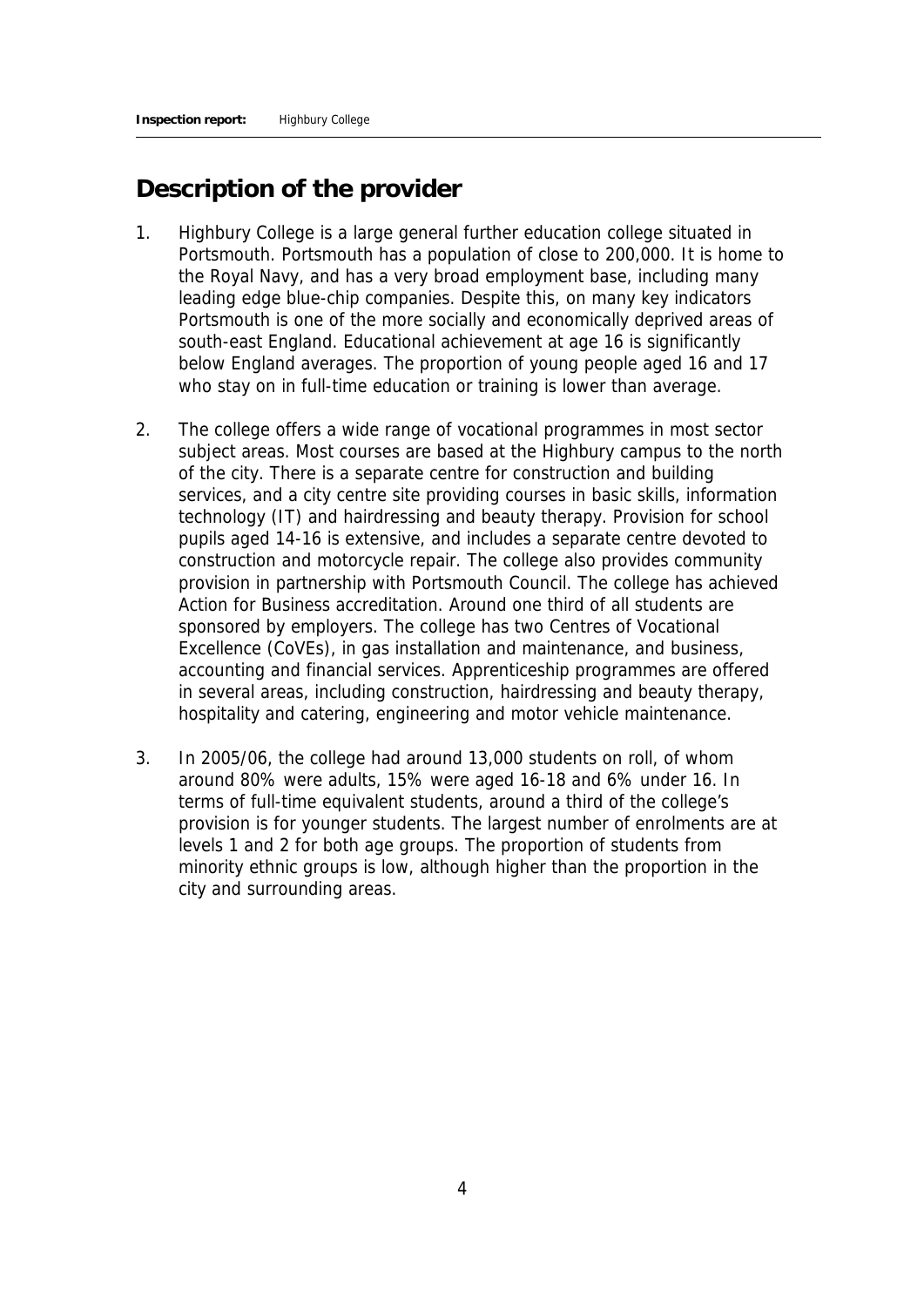## Description of the provider

1. Highbury College is a large general further education college situated in Portsmouth. Portsmouth has a population of close to 200,000. It is home to the Royal Navy, and has a very broad employment base, including many leading edge blue-chip companies. Despite this, on many key indicators Portsmouth is one of the more socially and economically deprived areas of south-east England. Educational achievement at age 16 is significantly below England averages. The proportion of young people aged 16 and 17 who stay on in full-time education or training is lower than average.

2. The college offers a wide range of vocational programmes in most sector subject areas. Most courses are based at the Highbury campus to the north of the city. There is a separate centre for construction and building services, and a city centre site providing courses in basic skills, information technology (IT) and hairdressing and beauty therapy. Provision for school pupils aged 14-16 is extensive, and includes a separate centre devoted to construction and motorcycle repair. The college also provides community provision in partnership with Portsmouth Council. The college has achieved Action for Business accreditation. Around one third of all students are sponsored by employers. The college has two Centres of Vocational Excellence (CoVEs), in gas installation and maintenance, and business, accounting and financial services. Apprenticeship programmes are offered in several areas, including construction, hairdressing and beauty therapy, hospitality and catering, engineering and motor vehicle maintenance.

3. In 2005/06, the college had around 13,000 students on roll, of whom around 80% were adults, 15% were aged 16-18 and 6% under 16. In terms of full-time equivalent students, around a third of the college's provision is for younger students. The largest number of enrolments are at levels 1 and 2 for both age groups. The proportion of students from minority ethnic groups is low, although higher than the proportion in the city and surrounding areas.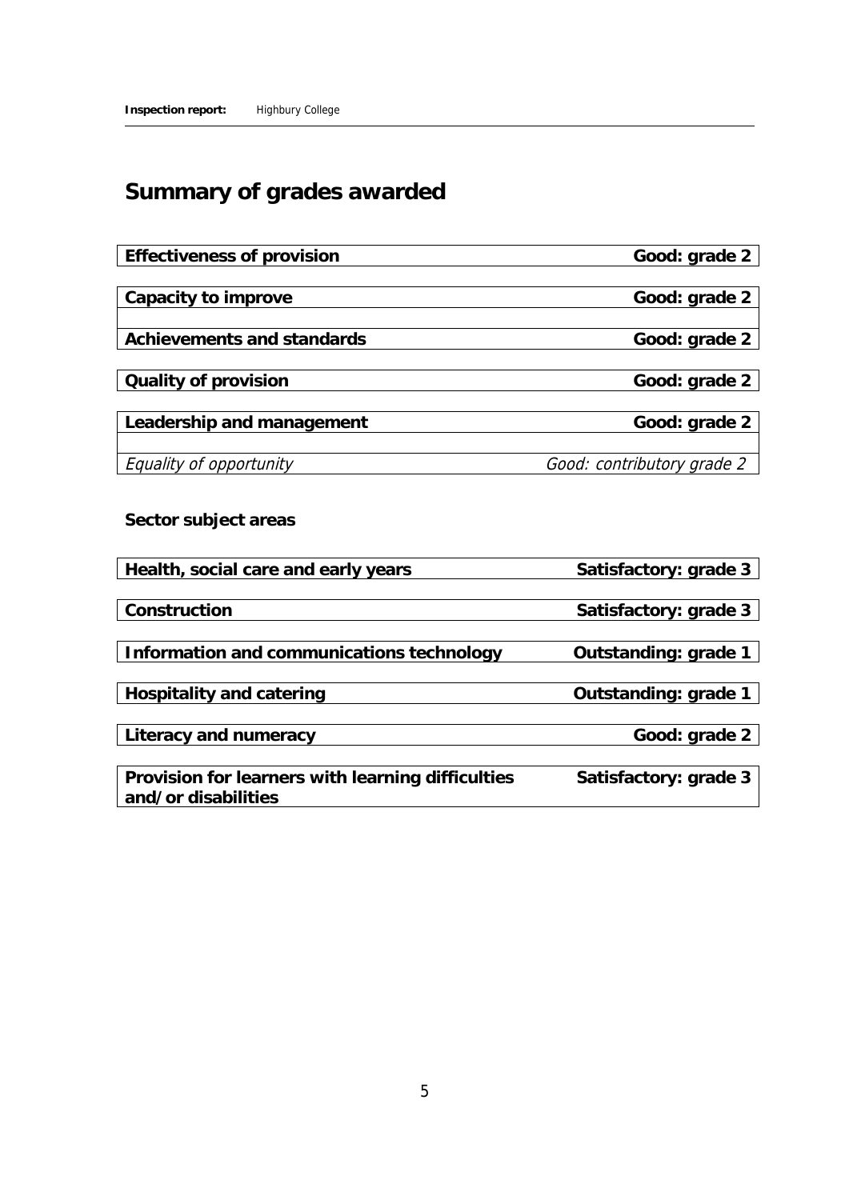## Summary of grades awarded

| | |
|---|---|
| **Effectiveness of provision** | **Good: grade 2** |
| **Capacity to improve** | **Good: grade 2** |
| **Achievements and standards** | **Good: grade 2** |
| **Quality of provision** | **Good: grade 2** |
| **Leadership and management** | **Good: grade 2** |
| *Equality of opportunity* | *Good: contributory grade 2* |

**Sector subject areas**

| | |
|---|---|
| **Health, social care and early years** | **Satisfactory: grade 3** |
| **Construction** | **Satisfactory: grade 3** |
| **Information and communications technology** | **Outstanding: grade 1** |
| **Hospitality and catering** | **Outstanding: grade 1** |
| **Literacy and numeracy** | **Good: grade 2** |
| **Provision for learners with learning difficulties and/or disabilities** | **Satisfactory: grade 3** |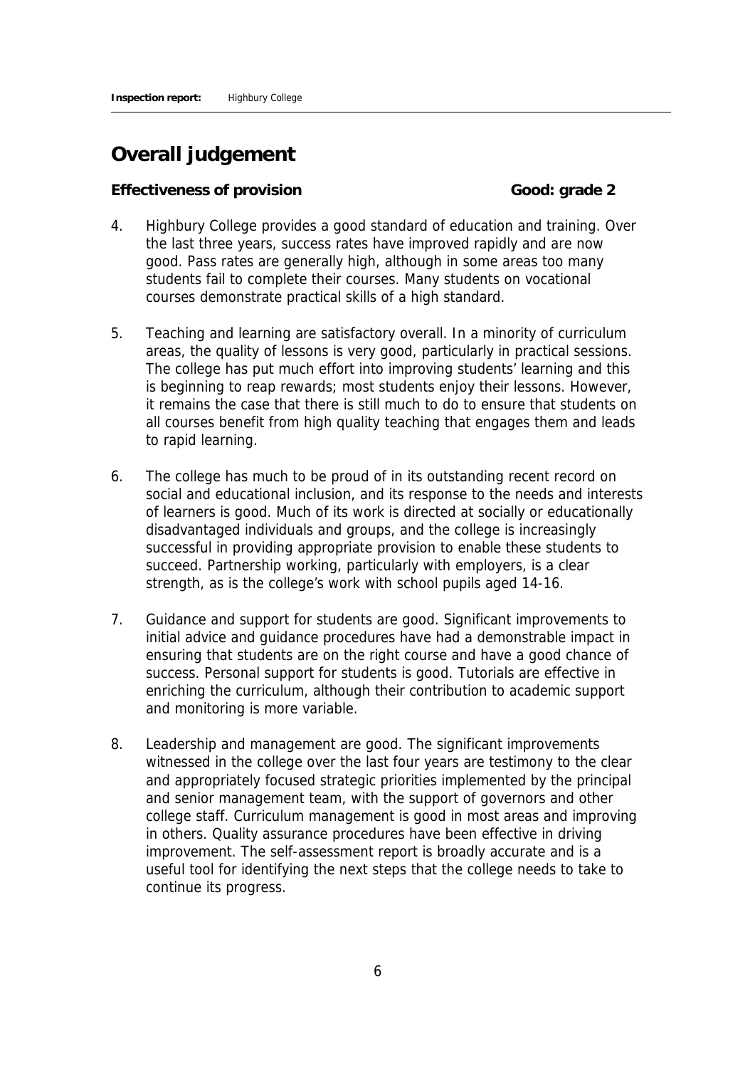## Overall judgement

**Effectiveness of provision** **Good: grade 2**

4. Highbury College provides a good standard of education and training. Over the last three years, success rates have improved rapidly and are now good. Pass rates are generally high, although in some areas too many students fail to complete their courses. Many students on vocational courses demonstrate practical skills of a high standard.

5. Teaching and learning are satisfactory overall. In a minority of curriculum areas, the quality of lessons is very good, particularly in practical sessions. The college has put much effort into improving students' learning and this is beginning to reap rewards; most students enjoy their lessons. However, it remains the case that there is still much to do to ensure that students on all courses benefit from high quality teaching that engages them and leads to rapid learning.

6. The college has much to be proud of in its outstanding recent record on social and educational inclusion, and its response to the needs and interests of learners is good. Much of its work is directed at socially or educationally disadvantaged individuals and groups, and the college is increasingly successful in providing appropriate provision to enable these students to succeed. Partnership working, particularly with employers, is a clear strength, as is the college's work with school pupils aged 14-16.

7. Guidance and support for students are good. Significant improvements to initial advice and guidance procedures have had a demonstrable impact in ensuring that students are on the right course and have a good chance of success. Personal support for students is good. Tutorials are effective in enriching the curriculum, although their contribution to academic support and monitoring is more variable.

8. Leadership and management are good. The significant improvements witnessed in the college over the last four years are testimony to the clear and appropriately focused strategic priorities implemented by the principal and senior management team, with the support of governors and other college staff. Curriculum management is good in most areas and improving in others. Quality assurance procedures have been effective in driving improvement. The self-assessment report is broadly accurate and is a useful tool for identifying the next steps that the college needs to take to continue its progress.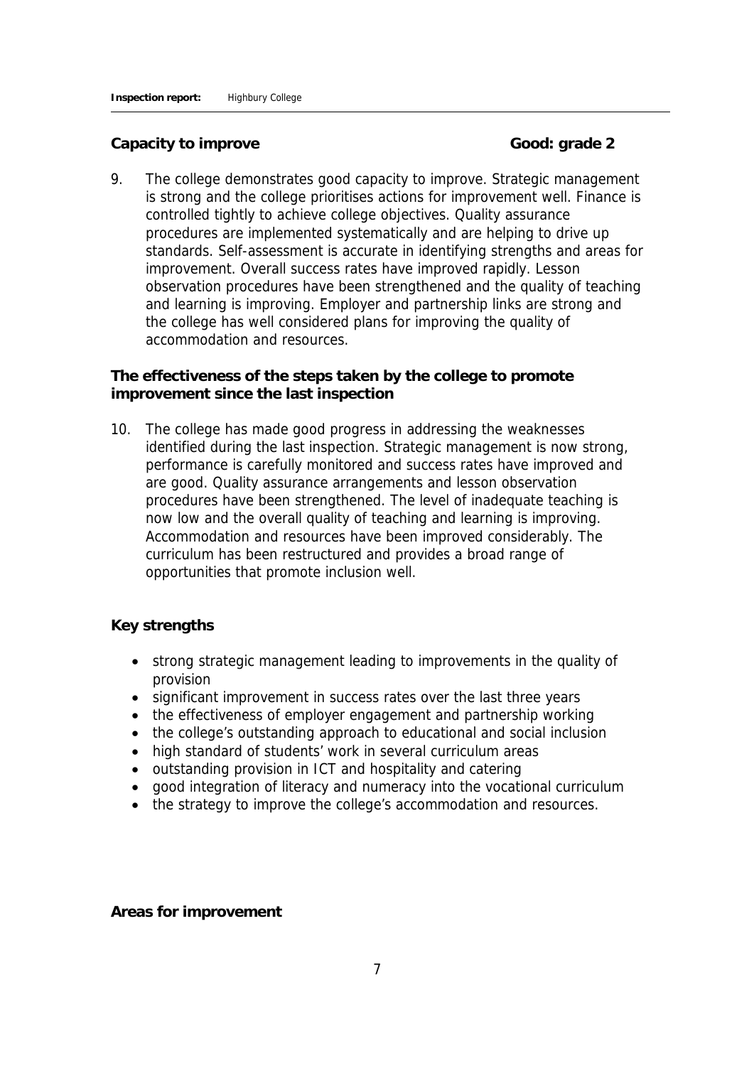**Capacity to improve** **Good: grade 2**

9. The college demonstrates good capacity to improve. Strategic management is strong and the college prioritises actions for improvement well. Finance is controlled tightly to achieve college objectives. Quality assurance procedures are implemented systematically and are helping to drive up standards. Self-assessment is accurate in identifying strengths and areas for improvement. Overall success rates have improved rapidly. Lesson observation procedures have been strengthened and the quality of teaching and learning is improving. Employer and partnership links are strong and the college has well considered plans for improving the quality of accommodation and resources.

**The effectiveness of the steps taken by the college to promote improvement since the last inspection**

10. The college has made good progress in addressing the weaknesses identified during the last inspection. Strategic management is now strong, performance is carefully monitored and success rates have improved and are good. Quality assurance arrangements and lesson observation procedures have been strengthened. The level of inadequate teaching is now low and the overall quality of teaching and learning is improving. Accommodation and resources have been improved considerably. The curriculum has been restructured and provides a broad range of opportunities that promote inclusion well.

**Key strengths**

- strong strategic management leading to improvements in the quality of provision
- significant improvement in success rates over the last three years
- the effectiveness of employer engagement and partnership working
- the college's outstanding approach to educational and social inclusion
- high standard of students' work in several curriculum areas
- outstanding provision in ICT and hospitality and catering
- good integration of literacy and numeracy into the vocational curriculum
- the strategy to improve the college's accommodation and resources.

**Areas for improvement**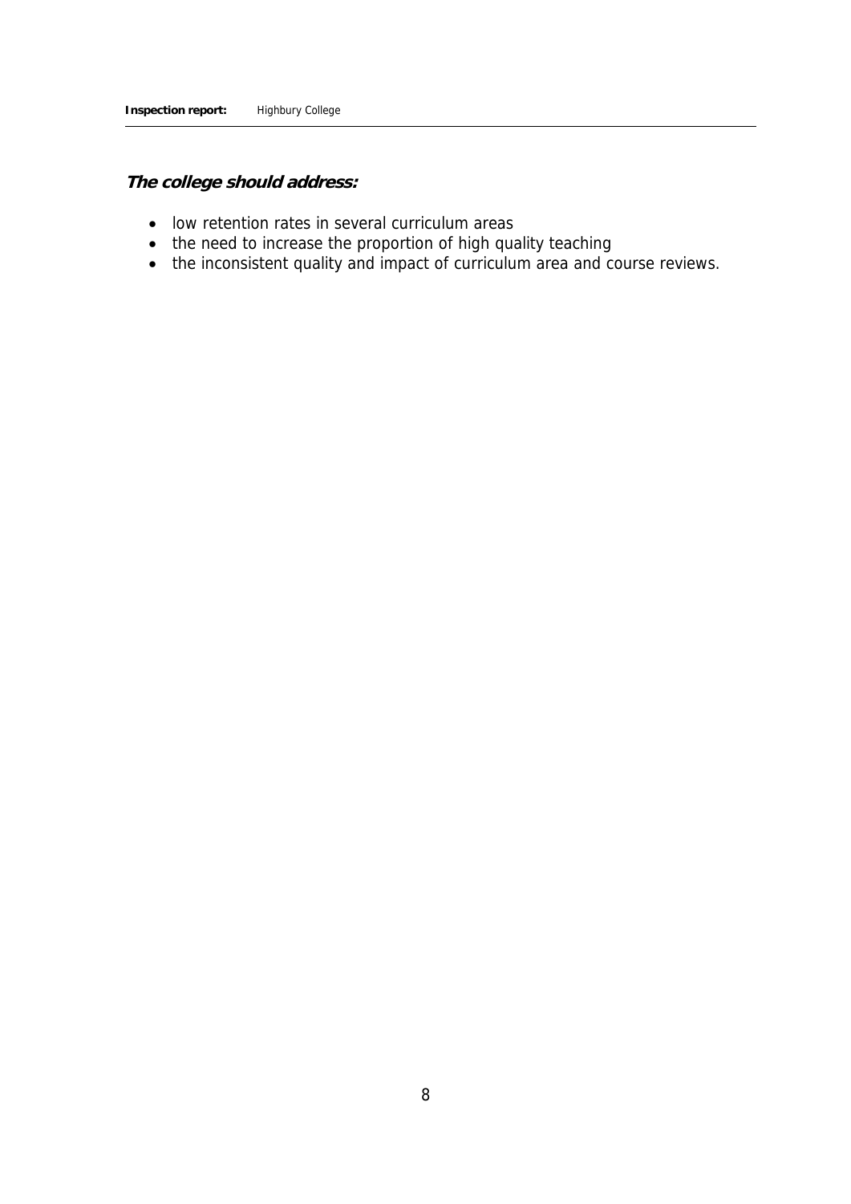***The college should address:***

- low retention rates in several curriculum areas
- the need to increase the proportion of high quality teaching
- the inconsistent quality and impact of curriculum area and course reviews.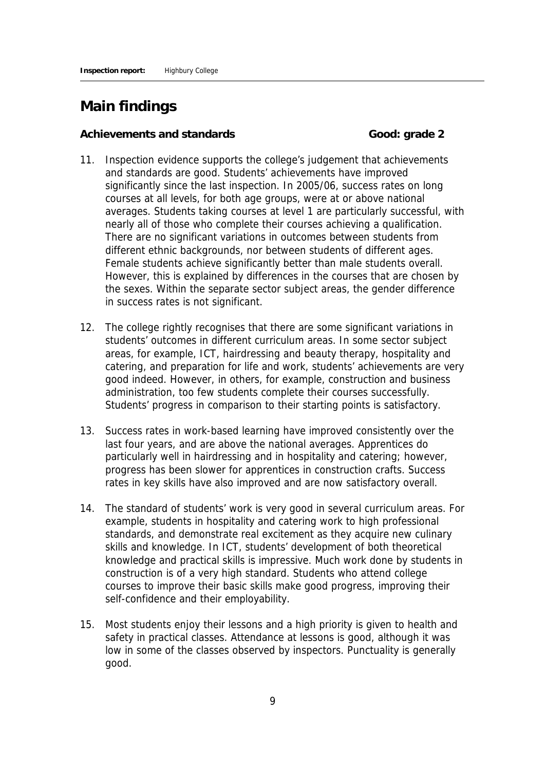## Main findings

**Achievements and standards** **Good: grade 2**

11. Inspection evidence supports the college's judgement that achievements and standards are good. Students' achievements have improved significantly since the last inspection. In 2005/06, success rates on long courses at all levels, for both age groups, were at or above national averages. Students taking courses at level 1 are particularly successful, with nearly all of those who complete their courses achieving a qualification. There are no significant variations in outcomes between students from different ethnic backgrounds, nor between students of different ages. Female students achieve significantly better than male students overall. However, this is explained by differences in the courses that are chosen by the sexes. Within the separate sector subject areas, the gender difference in success rates is not significant.

12. The college rightly recognises that there are some significant variations in students' outcomes in different curriculum areas. In some sector subject areas, for example, ICT, hairdressing and beauty therapy, hospitality and catering, and preparation for life and work, students' achievements are very good indeed. However, in others, for example, construction and business administration, too few students complete their courses successfully. Students' progress in comparison to their starting points is satisfactory.

13. Success rates in work-based learning have improved consistently over the last four years, and are above the national averages. Apprentices do particularly well in hairdressing and in hospitality and catering; however, progress has been slower for apprentices in construction crafts. Success rates in key skills have also improved and are now satisfactory overall.

14. The standard of students' work is very good in several curriculum areas. For example, students in hospitality and catering work to high professional standards, and demonstrate real excitement as they acquire new culinary skills and knowledge. In ICT, students' development of both theoretical knowledge and practical skills is impressive. Much work done by students in construction is of a very high standard. Students who attend college courses to improve their basic skills make good progress, improving their self-confidence and their employability.

15. Most students enjoy their lessons and a high priority is given to health and safety in practical classes. Attendance at lessons is good, although it was low in some of the classes observed by inspectors. Punctuality is generally good.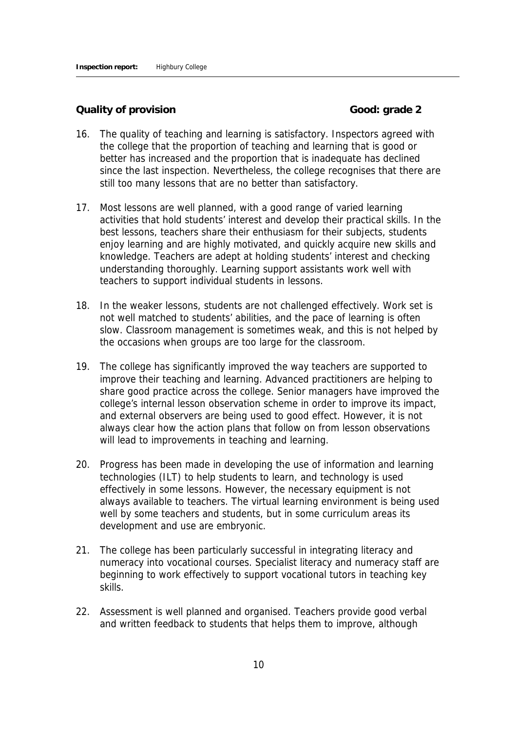**Quality of provision** **Good: grade 2**

16. The quality of teaching and learning is satisfactory. Inspectors agreed with the college that the proportion of teaching and learning that is good or better has increased and the proportion that is inadequate has declined since the last inspection. Nevertheless, the college recognises that there are still too many lessons that are no better than satisfactory.

17. Most lessons are well planned, with a good range of varied learning activities that hold students' interest and develop their practical skills. In the best lessons, teachers share their enthusiasm for their subjects, students enjoy learning and are highly motivated, and quickly acquire new skills and knowledge. Teachers are adept at holding students' interest and checking understanding thoroughly. Learning support assistants work well with teachers to support individual students in lessons.

18. In the weaker lessons, students are not challenged effectively. Work set is not well matched to students' abilities, and the pace of learning is often slow. Classroom management is sometimes weak, and this is not helped by the occasions when groups are too large for the classroom.

19. The college has significantly improved the way teachers are supported to improve their teaching and learning. Advanced practitioners are helping to share good practice across the college. Senior managers have improved the college's internal lesson observation scheme in order to improve its impact, and external observers are being used to good effect. However, it is not always clear how the action plans that follow on from lesson observations will lead to improvements in teaching and learning.

20. Progress has been made in developing the use of information and learning technologies (ILT) to help students to learn, and technology is used effectively in some lessons. However, the necessary equipment is not always available to teachers. The virtual learning environment is being used well by some teachers and students, but in some curriculum areas its development and use are embryonic.

21. The college has been particularly successful in integrating literacy and numeracy into vocational courses. Specialist literacy and numeracy staff are beginning to work effectively to support vocational tutors in teaching key skills.

22. Assessment is well planned and organised. Teachers provide good verbal and written feedback to students that helps them to improve, although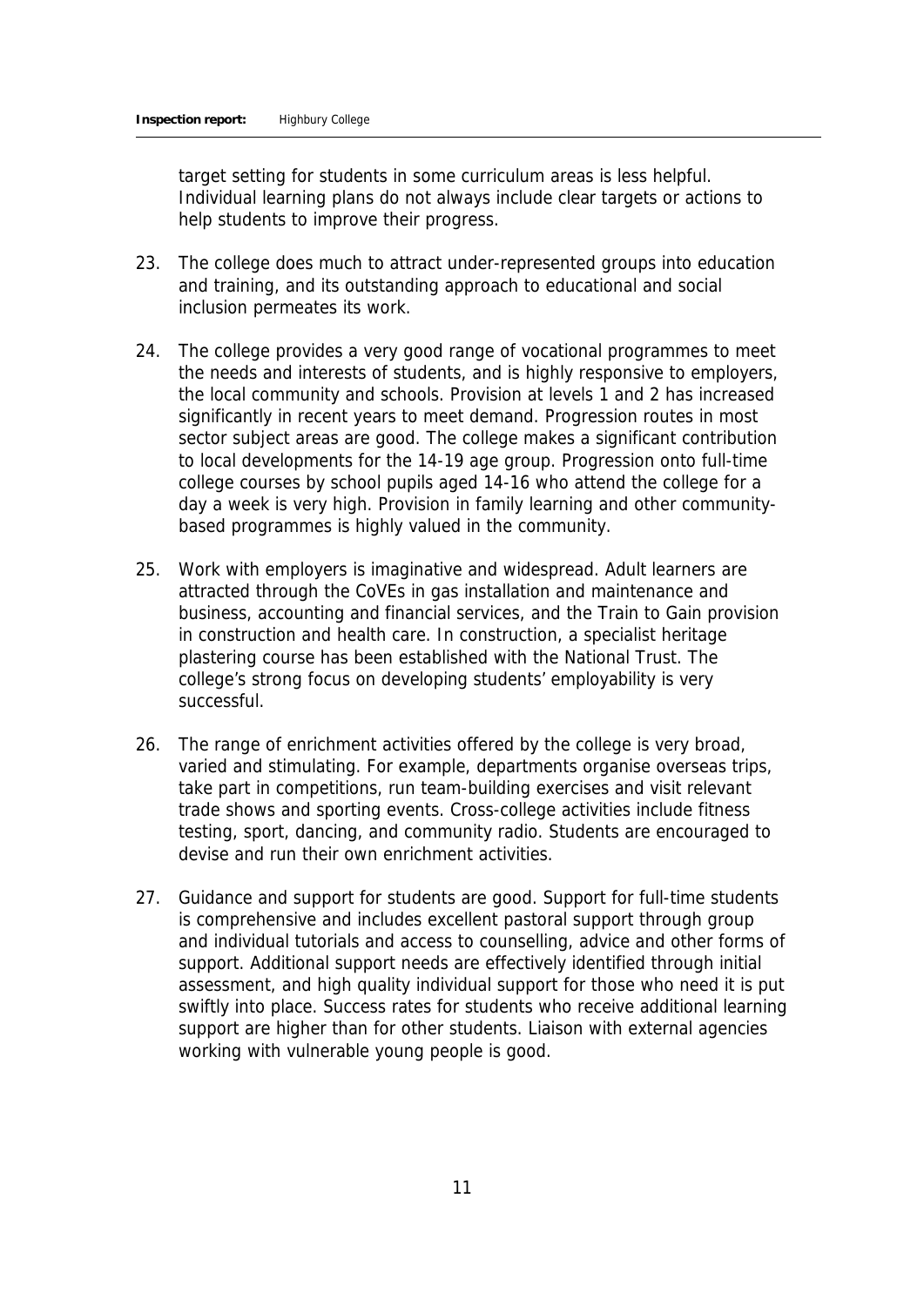target setting for students in some curriculum areas is less helpful. Individual learning plans do not always include clear targets or actions to help students to improve their progress.

23. The college does much to attract under-represented groups into education and training, and its outstanding approach to educational and social inclusion permeates its work.

24. The college provides a very good range of vocational programmes to meet the needs and interests of students, and is highly responsive to employers, the local community and schools. Provision at levels 1 and 2 has increased significantly in recent years to meet demand. Progression routes in most sector subject areas are good. The college makes a significant contribution to local developments for the 14-19 age group. Progression onto full-time college courses by school pupils aged 14-16 who attend the college for a day a week is very high. Provision in family learning and other community-based programmes is highly valued in the community.

25. Work with employers is imaginative and widespread. Adult learners are attracted through the CoVEs in gas installation and maintenance and business, accounting and financial services, and the Train to Gain provision in construction and health care. In construction, a specialist heritage plastering course has been established with the National Trust. The college's strong focus on developing students' employability is very successful.

26. The range of enrichment activities offered by the college is very broad, varied and stimulating. For example, departments organise overseas trips, take part in competitions, run team-building exercises and visit relevant trade shows and sporting events. Cross-college activities include fitness testing, sport, dancing, and community radio. Students are encouraged to devise and run their own enrichment activities.

27. Guidance and support for students are good. Support for full-time students is comprehensive and includes excellent pastoral support through group and individual tutorials and access to counselling, advice and other forms of support. Additional support needs are effectively identified through initial assessment, and high quality individual support for those who need it is put swiftly into place. Success rates for students who receive additional learning support are higher than for other students. Liaison with external agencies working with vulnerable young people is good.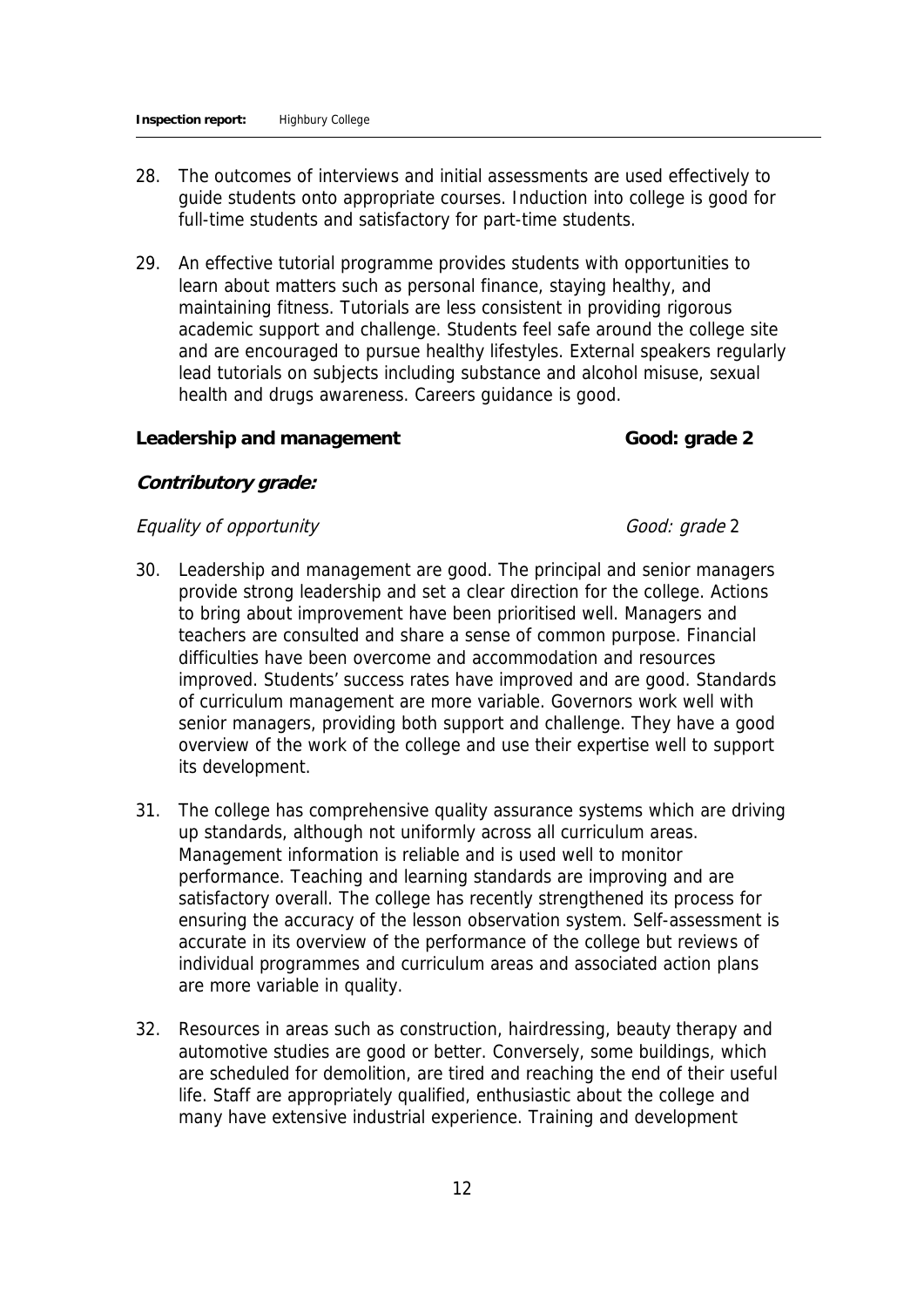28. The outcomes of interviews and initial assessments are used effectively to guide students onto appropriate courses. Induction into college is good for full-time students and satisfactory for part-time students.

29. An effective tutorial programme provides students with opportunities to learn about matters such as personal finance, staying healthy, and maintaining fitness. Tutorials are less consistent in providing rigorous academic support and challenge. Students feel safe around the college site and are encouraged to pursue healthy lifestyles. External speakers regularly lead tutorials on subjects including substance and alcohol misuse, sexual health and drugs awareness. Careers guidance is good.

**Leadership and management** **Good: grade 2**

***Contributory grade:***

*Equality of opportunity* *Good: grade* 2

30. Leadership and management are good. The principal and senior managers provide strong leadership and set a clear direction for the college. Actions to bring about improvement have been prioritised well. Managers and teachers are consulted and share a sense of common purpose. Financial difficulties have been overcome and accommodation and resources improved. Students' success rates have improved and are good. Standards of curriculum management are more variable. Governors work well with senior managers, providing both support and challenge. They have a good overview of the work of the college and use their expertise well to support its development.

31. The college has comprehensive quality assurance systems which are driving up standards, although not uniformly across all curriculum areas. Management information is reliable and is used well to monitor performance. Teaching and learning standards are improving and are satisfactory overall. The college has recently strengthened its process for ensuring the accuracy of the lesson observation system. Self-assessment is accurate in its overview of the performance of the college but reviews of individual programmes and curriculum areas and associated action plans are more variable in quality.

32. Resources in areas such as construction, hairdressing, beauty therapy and automotive studies are good or better. Conversely, some buildings, which are scheduled for demolition, are tired and reaching the end of their useful life. Staff are appropriately qualified, enthusiastic about the college and many have extensive industrial experience. Training and development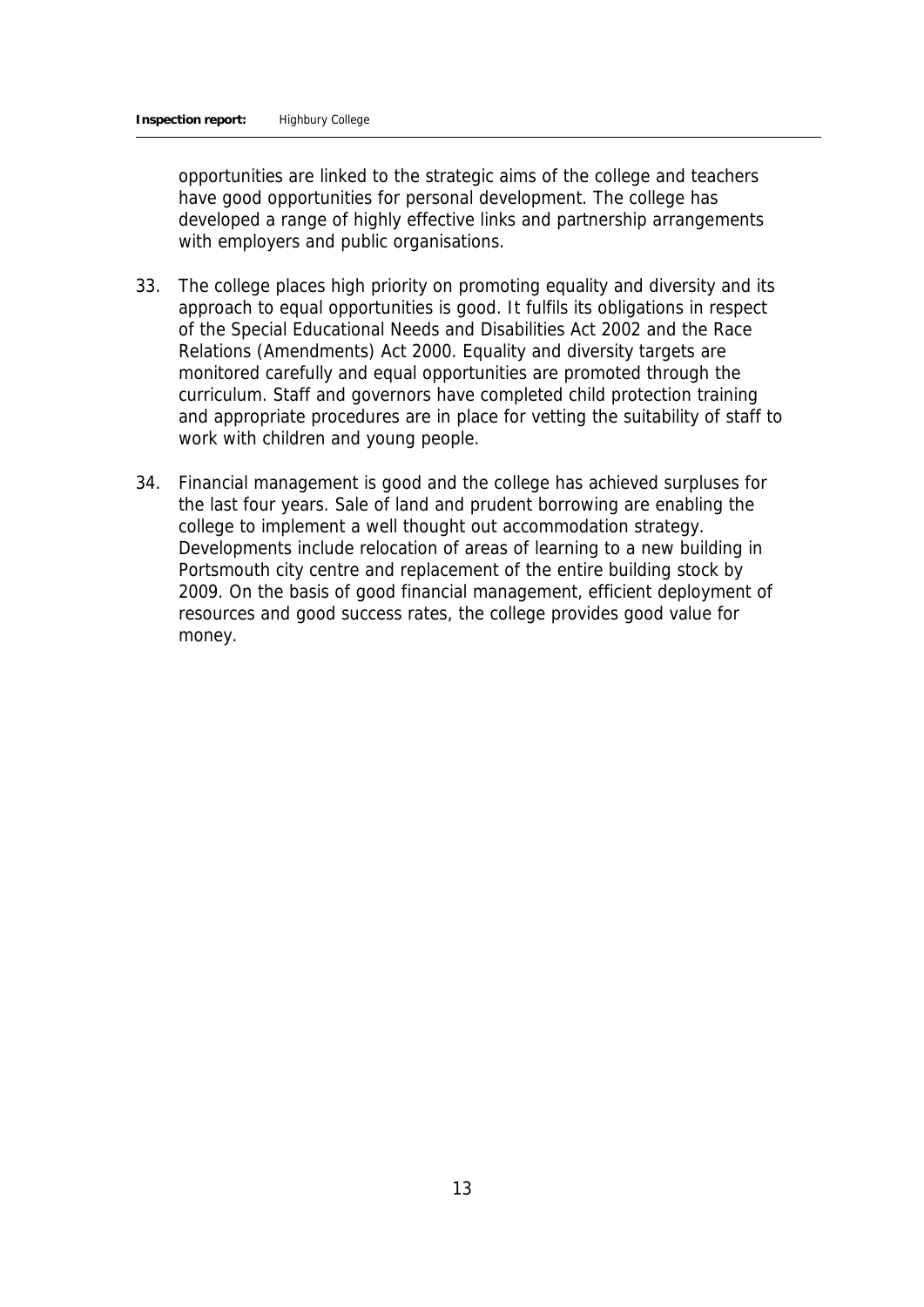opportunities are linked to the strategic aims of the college and teachers have good opportunities for personal development. The college has developed a range of highly effective links and partnership arrangements with employers and public organisations.

33. The college places high priority on promoting equality and diversity and its approach to equal opportunities is good. It fulfils its obligations in respect of the Special Educational Needs and Disabilities Act 2002 and the Race Relations (Amendments) Act 2000. Equality and diversity targets are monitored carefully and equal opportunities are promoted through the curriculum. Staff and governors have completed child protection training and appropriate procedures are in place for vetting the suitability of staff to work with children and young people.

34. Financial management is good and the college has achieved surpluses for the last four years. Sale of land and prudent borrowing are enabling the college to implement a well thought out accommodation strategy. Developments include relocation of areas of learning to a new building in Portsmouth city centre and replacement of the entire building stock by 2009. On the basis of good financial management, efficient deployment of resources and good success rates, the college provides good value for money.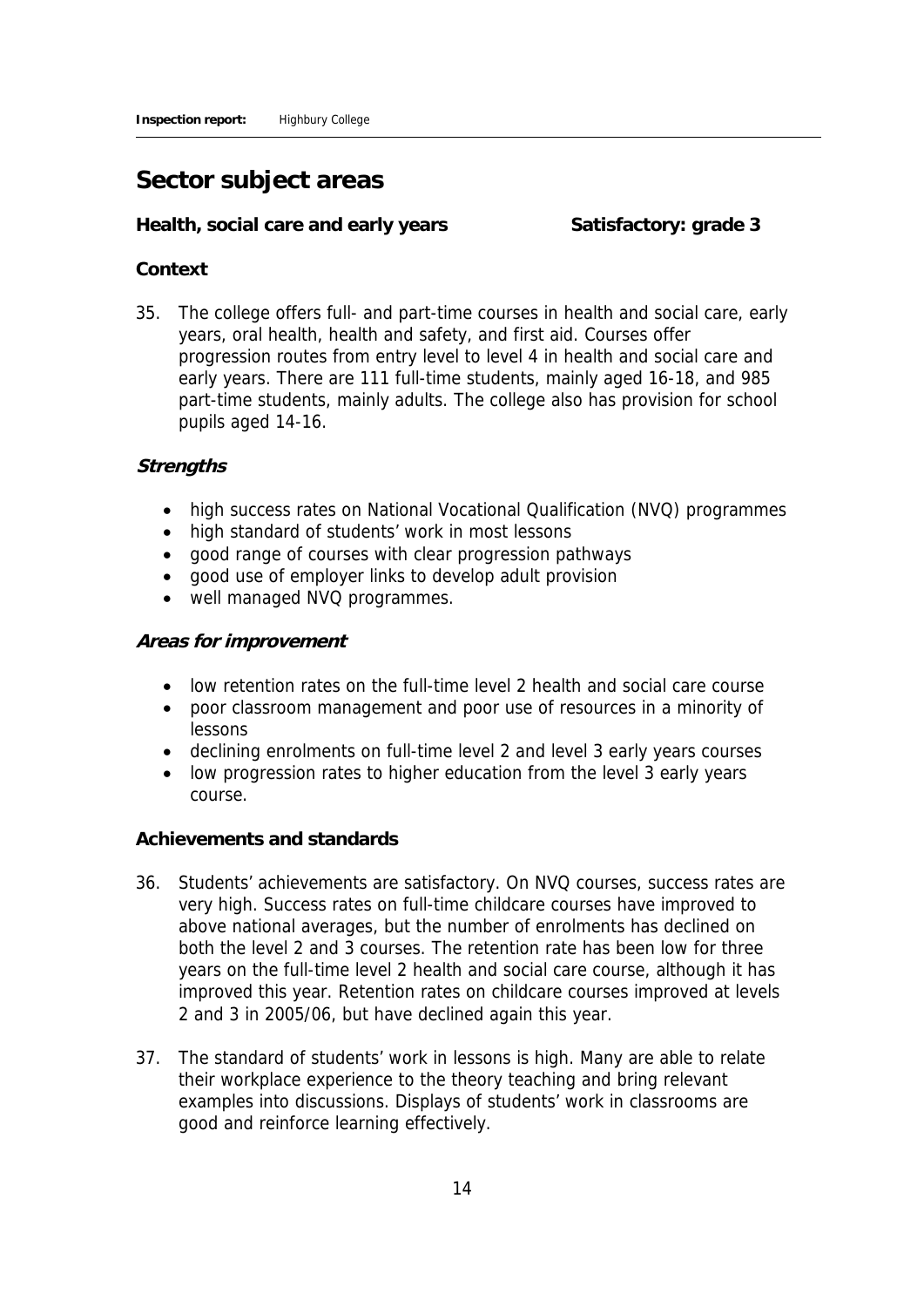## Sector subject areas

**Health, social care and early years** **Satisfactory: grade 3**

### Context

35. The college offers full- and part-time courses in health and social care, early years, oral health, health and safety, and first aid. Courses offer progression routes from entry level to level 4 in health and social care and early years. There are 111 full-time students, mainly aged 16-18, and 985 part-time students, mainly adults. The college also has provision for school pupils aged 14-16.

***Strengths***

- high success rates on National Vocational Qualification (NVQ) programmes
- high standard of students' work in most lessons
- good range of courses with clear progression pathways
- good use of employer links to develop adult provision
- well managed NVQ programmes.

***Areas for improvement***

- low retention rates on the full-time level 2 health and social care course
- poor classroom management and poor use of resources in a minority of lessons
- declining enrolments on full-time level 2 and level 3 early years courses
- low progression rates to higher education from the level 3 early years course.

### Achievements and standards

36. Students' achievements are satisfactory. On NVQ courses, success rates are very high. Success rates on full-time childcare courses have improved to above national averages, but the number of enrolments has declined on both the level 2 and 3 courses. The retention rate has been low for three years on the full-time level 2 health and social care course, although it has improved this year. Retention rates on childcare courses improved at levels 2 and 3 in 2005/06, but have declined again this year.

37. The standard of students' work in lessons is high. Many are able to relate their workplace experience to the theory teaching and bring relevant examples into discussions. Displays of students' work in classrooms are good and reinforce learning effectively.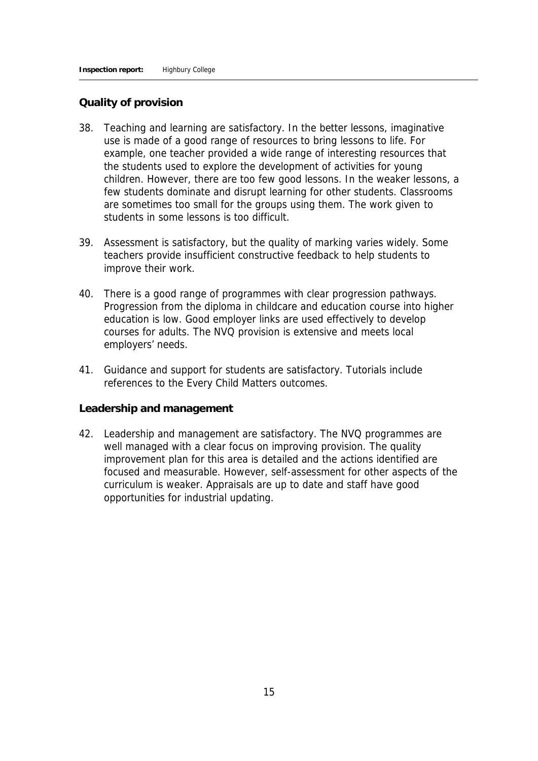## Quality of provision

38. Teaching and learning are satisfactory. In the better lessons, imaginative use is made of a good range of resources to bring lessons to life. For example, one teacher provided a wide range of interesting resources that the students used to explore the development of activities for young children. However, there are too few good lessons. In the weaker lessons, a few students dominate and disrupt learning for other students. Classrooms are sometimes too small for the groups using them. The work given to students in some lessons is too difficult.

39. Assessment is satisfactory, but the quality of marking varies widely. Some teachers provide insufficient constructive feedback to help students to improve their work.

40. There is a good range of programmes with clear progression pathways. Progression from the diploma in childcare and education course into higher education is low. Good employer links are used effectively to develop courses for adults. The NVQ provision is extensive and meets local employers' needs.

41. Guidance and support for students are satisfactory. Tutorials include references to the Every Child Matters outcomes.

## Leadership and management

42. Leadership and management are satisfactory. The NVQ programmes are well managed with a clear focus on improving provision. The quality improvement plan for this area is detailed and the actions identified are focused and measurable. However, self-assessment for other aspects of the curriculum is weaker. Appraisals are up to date and staff have good opportunities for industrial updating.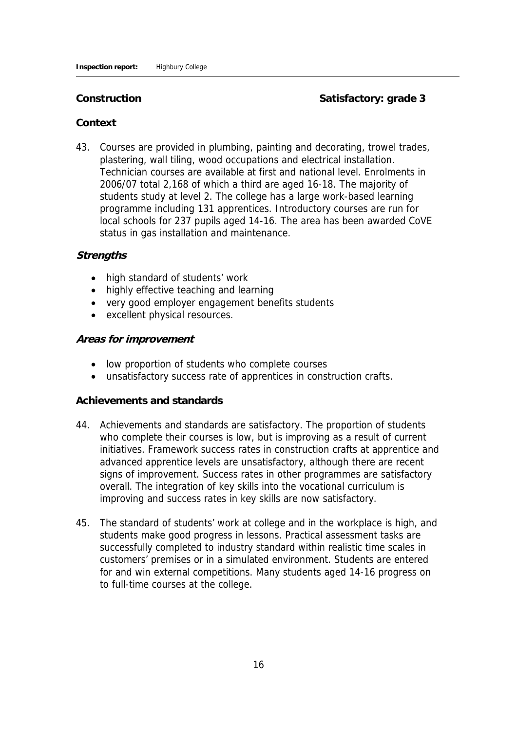## Construction — Satisfactory: grade 3

### Context

43. Courses are provided in plumbing, painting and decorating, trowel trades, plastering, wall tiling, wood occupations and electrical installation. Technician courses are available at first and national level. Enrolments in 2006/07 total 2,168 of which a third are aged 16-18. The majority of students study at level 2. The college has a large work-based learning programme including 131 apprentices. Introductory courses are run for local schools for 237 pupils aged 14-16. The area has been awarded CoVE status in gas installation and maintenance.

### *Strengths*

- high standard of students' work
- highly effective teaching and learning
- very good employer engagement benefits students
- excellent physical resources.

### *Areas for improvement*

- low proportion of students who complete courses
- unsatisfactory success rate of apprentices in construction crafts.

### Achievements and standards

44. Achievements and standards are satisfactory. The proportion of students who complete their courses is low, but is improving as a result of current initiatives. Framework success rates in construction crafts at apprentice and advanced apprentice levels are unsatisfactory, although there are recent signs of improvement. Success rates in other programmes are satisfactory overall. The integration of key skills into the vocational curriculum is improving and success rates in key skills are now satisfactory.

45. The standard of students' work at college and in the workplace is high, and students make good progress in lessons. Practical assessment tasks are successfully completed to industry standard within realistic time scales in customers' premises or in a simulated environment. Students are entered for and win external competitions. Many students aged 14-16 progress on to full-time courses at the college.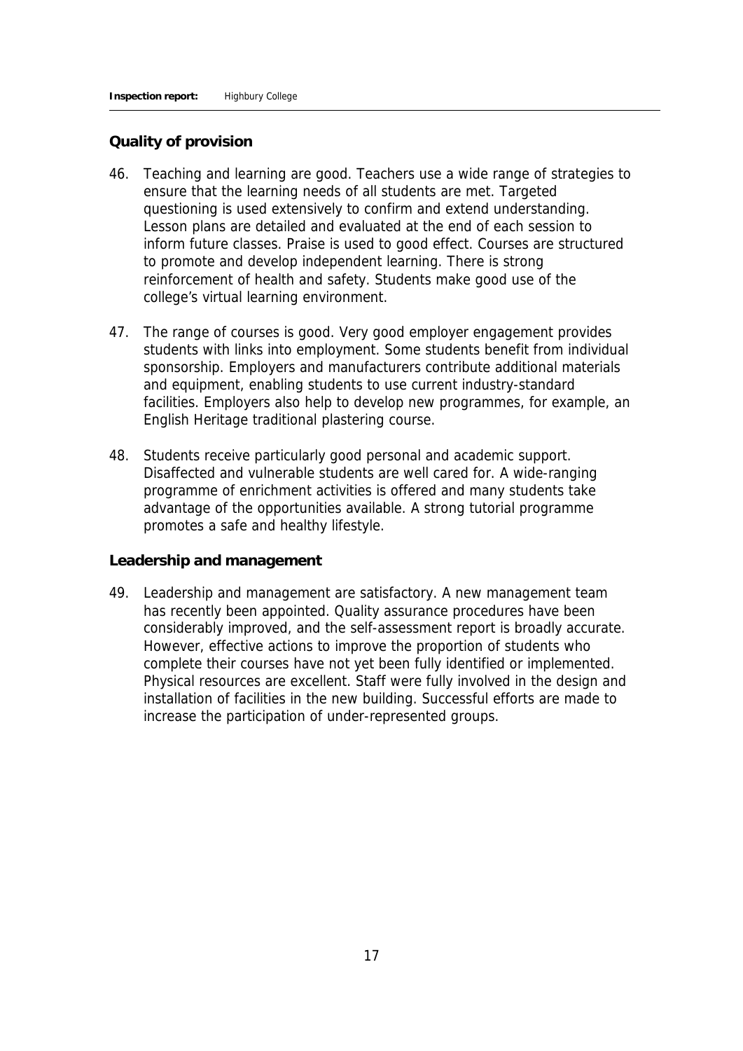### Quality of provision

46. Teaching and learning are good. Teachers use a wide range of strategies to ensure that the learning needs of all students are met. Targeted questioning is used extensively to confirm and extend understanding. Lesson plans are detailed and evaluated at the end of each session to inform future classes. Praise is used to good effect. Courses are structured to promote and develop independent learning. There is strong reinforcement of health and safety. Students make good use of the college's virtual learning environment.

47. The range of courses is good. Very good employer engagement provides students with links into employment. Some students benefit from individual sponsorship. Employers and manufacturers contribute additional materials and equipment, enabling students to use current industry-standard facilities. Employers also help to develop new programmes, for example, an English Heritage traditional plastering course.

48. Students receive particularly good personal and academic support. Disaffected and vulnerable students are well cared for. A wide-ranging programme of enrichment activities is offered and many students take advantage of the opportunities available. A strong tutorial programme promotes a safe and healthy lifestyle.

### Leadership and management

49. Leadership and management are satisfactory. A new management team has recently been appointed. Quality assurance procedures have been considerably improved, and the self-assessment report is broadly accurate. However, effective actions to improve the proportion of students who complete their courses have not yet been fully identified or implemented. Physical resources are excellent. Staff were fully involved in the design and installation of facilities in the new building. Successful efforts are made to increase the participation of under-represented groups.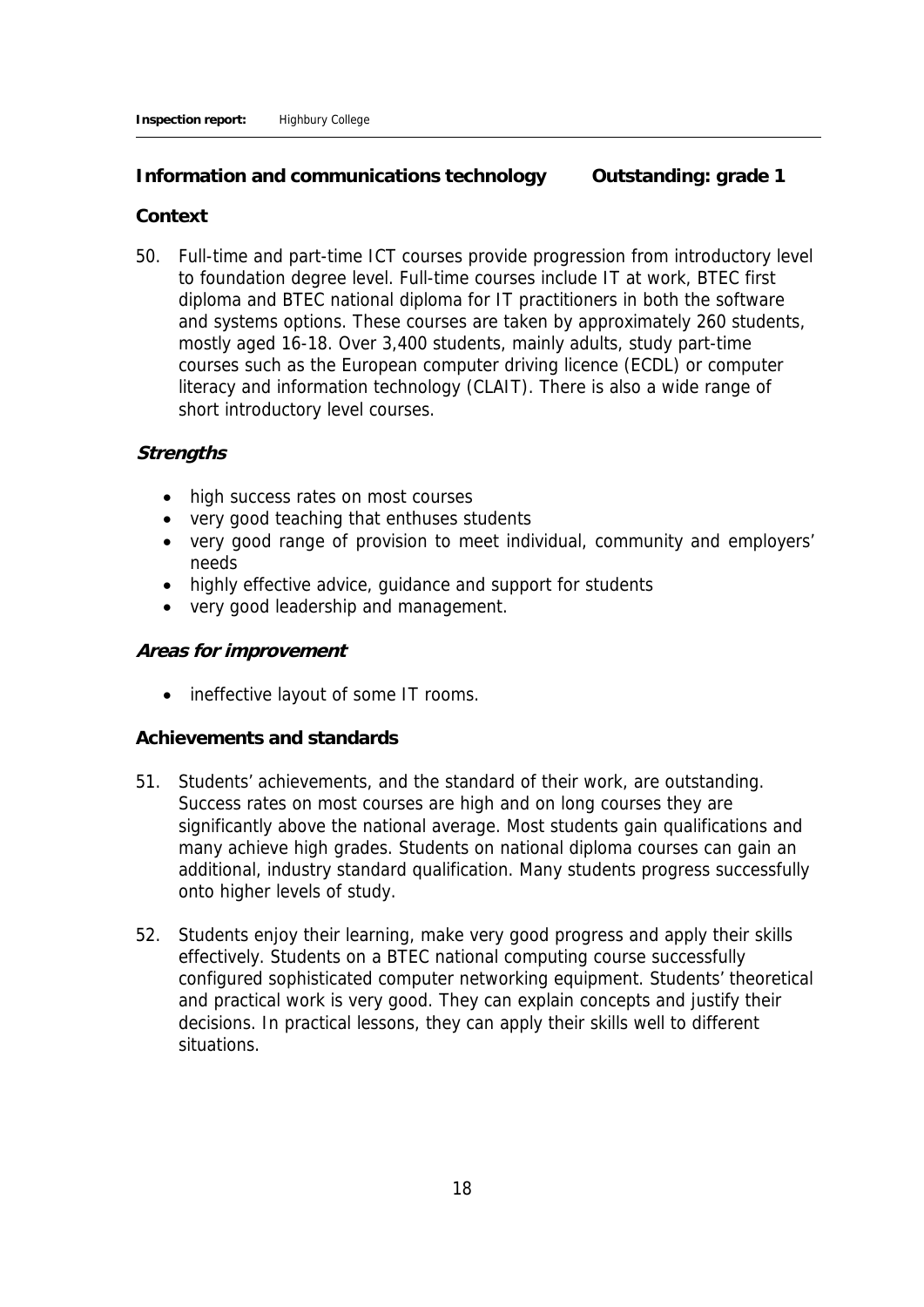## Information and communications technology — Outstanding: grade 1

### Context

50. Full-time and part-time ICT courses provide progression from introductory level to foundation degree level. Full-time courses include IT at work, BTEC first diploma and BTEC national diploma for IT practitioners in both the software and systems options. These courses are taken by approximately 260 students, mostly aged 16-18. Over 3,400 students, mainly adults, study part-time courses such as the European computer driving licence (ECDL) or computer literacy and information technology (CLAIT). There is also a wide range of short introductory level courses.

### *Strengths*

- high success rates on most courses
- very good teaching that enthuses students
- very good range of provision to meet individual, community and employers' needs
- highly effective advice, guidance and support for students
- very good leadership and management.

### *Areas for improvement*

- ineffective layout of some IT rooms.

### Achievements and standards

51. Students' achievements, and the standard of their work, are outstanding. Success rates on most courses are high and on long courses they are significantly above the national average. Most students gain qualifications and many achieve high grades. Students on national diploma courses can gain an additional, industry standard qualification. Many students progress successfully onto higher levels of study.

52. Students enjoy their learning, make very good progress and apply their skills effectively. Students on a BTEC national computing course successfully configured sophisticated computer networking equipment. Students' theoretical and practical work is very good. They can explain concepts and justify their decisions. In practical lessons, they can apply their skills well to different situations.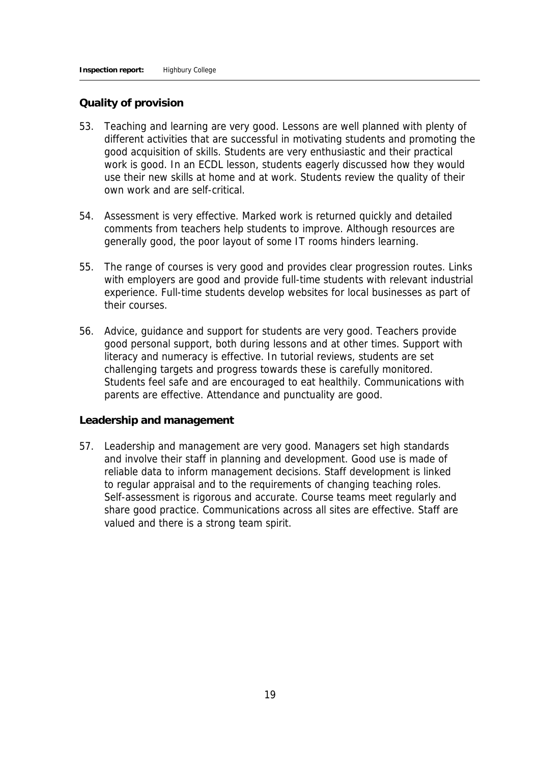## Quality of provision

53. Teaching and learning are very good. Lessons are well planned with plenty of different activities that are successful in motivating students and promoting the good acquisition of skills. Students are very enthusiastic and their practical work is good. In an ECDL lesson, students eagerly discussed how they would use their new skills at home and at work. Students review the quality of their own work and are self-critical.

54. Assessment is very effective. Marked work is returned quickly and detailed comments from teachers help students to improve. Although resources are generally good, the poor layout of some IT rooms hinders learning.

55. The range of courses is very good and provides clear progression routes. Links with employers are good and provide full-time students with relevant industrial experience. Full-time students develop websites for local businesses as part of their courses.

56. Advice, guidance and support for students are very good. Teachers provide good personal support, both during lessons and at other times. Support with literacy and numeracy is effective. In tutorial reviews, students are set challenging targets and progress towards these is carefully monitored. Students feel safe and are encouraged to eat healthily. Communications with parents are effective. Attendance and punctuality are good.

## Leadership and management

57. Leadership and management are very good. Managers set high standards and involve their staff in planning and development. Good use is made of reliable data to inform management decisions. Staff development is linked to regular appraisal and to the requirements of changing teaching roles. Self-assessment is rigorous and accurate. Course teams meet regularly and share good practice. Communications across all sites are effective. Staff are valued and there is a strong team spirit.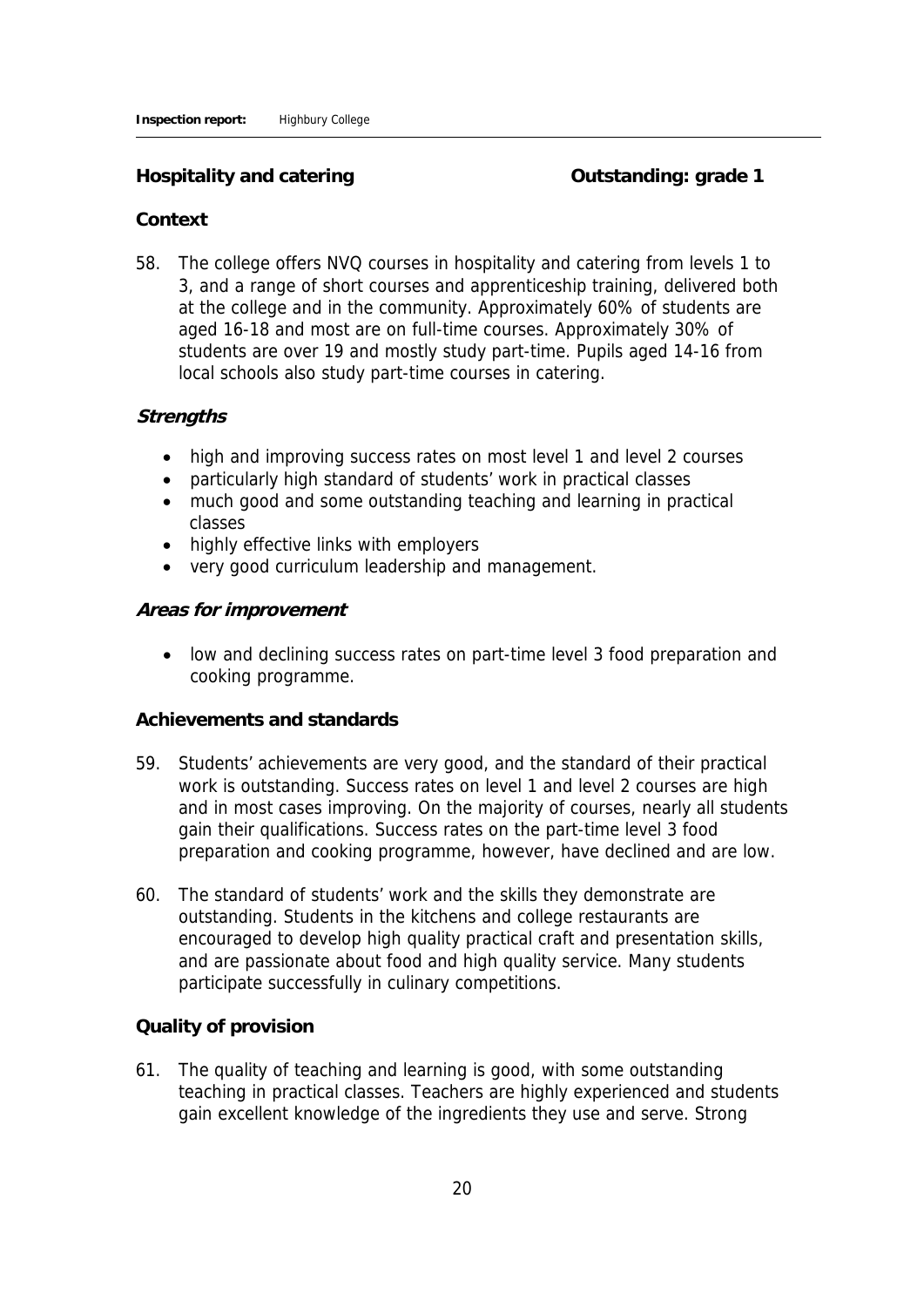## Hospitality and catering — Outstanding: grade 1

### Context

58. The college offers NVQ courses in hospitality and catering from levels 1 to 3, and a range of short courses and apprenticeship training, delivered both at the college and in the community. Approximately 60% of students are aged 16-18 and most are on full-time courses. Approximately 30% of students are over 19 and mostly study part-time. Pupils aged 14-16 from local schools also study part-time courses in catering.

### *Strengths*

- high and improving success rates on most level 1 and level 2 courses
- particularly high standard of students' work in practical classes
- much good and some outstanding teaching and learning in practical classes
- highly effective links with employers
- very good curriculum leadership and management.

### *Areas for improvement*

- low and declining success rates on part-time level 3 food preparation and cooking programme.

### Achievements and standards

59. Students' achievements are very good, and the standard of their practical work is outstanding. Success rates on level 1 and level 2 courses are high and in most cases improving. On the majority of courses, nearly all students gain their qualifications. Success rates on the part-time level 3 food preparation and cooking programme, however, have declined and are low.

60. The standard of students' work and the skills they demonstrate are outstanding. Students in the kitchens and college restaurants are encouraged to develop high quality practical craft and presentation skills, and are passionate about food and high quality service. Many students participate successfully in culinary competitions.

### Quality of provision

61. The quality of teaching and learning is good, with some outstanding teaching in practical classes. Teachers are highly experienced and students gain excellent knowledge of the ingredients they use and serve. Strong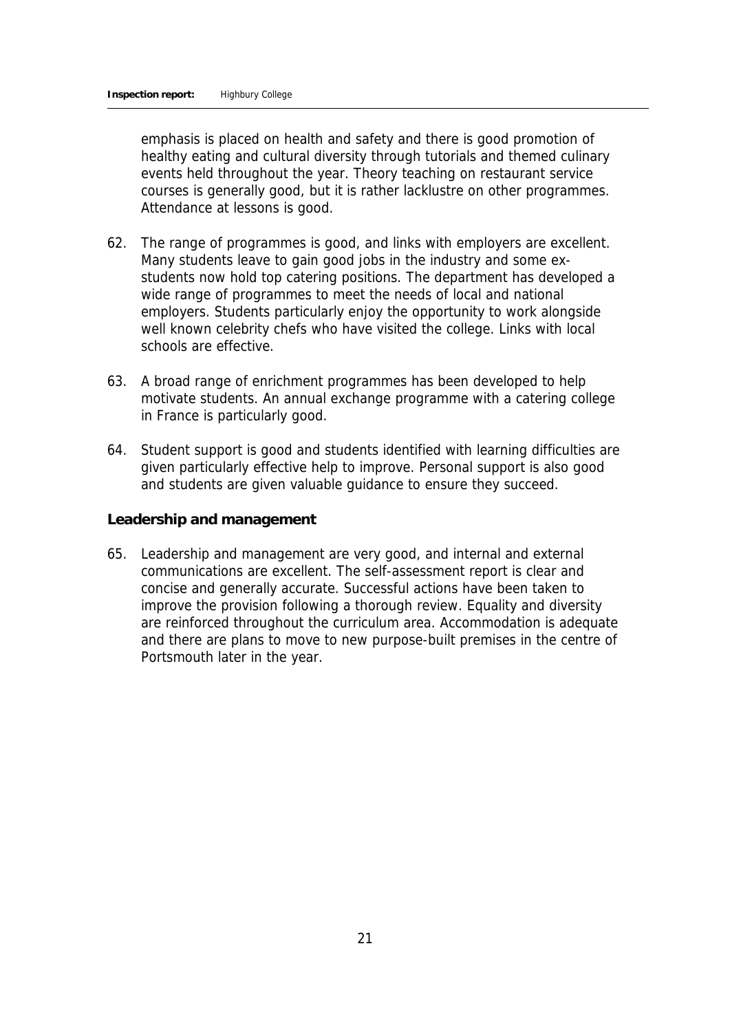emphasis is placed on health and safety and there is good promotion of healthy eating and cultural diversity through tutorials and themed culinary events held throughout the year. Theory teaching on restaurant service courses is generally good, but it is rather lacklustre on other programmes. Attendance at lessons is good.

62. The range of programmes is good, and links with employers are excellent. Many students leave to gain good jobs in the industry and some ex-students now hold top catering positions. The department has developed a wide range of programmes to meet the needs of local and national employers. Students particularly enjoy the opportunity to work alongside well known celebrity chefs who have visited the college. Links with local schools are effective.

63. A broad range of enrichment programmes has been developed to help motivate students. An annual exchange programme with a catering college in France is particularly good.

64. Student support is good and students identified with learning difficulties are given particularly effective help to improve. Personal support is also good and students are given valuable guidance to ensure they succeed.

### Leadership and management

65. Leadership and management are very good, and internal and external communications are excellent. The self-assessment report is clear and concise and generally accurate. Successful actions have been taken to improve the provision following a thorough review. Equality and diversity are reinforced throughout the curriculum area. Accommodation is adequate and there are plans to move to new purpose-built premises in the centre of Portsmouth later in the year.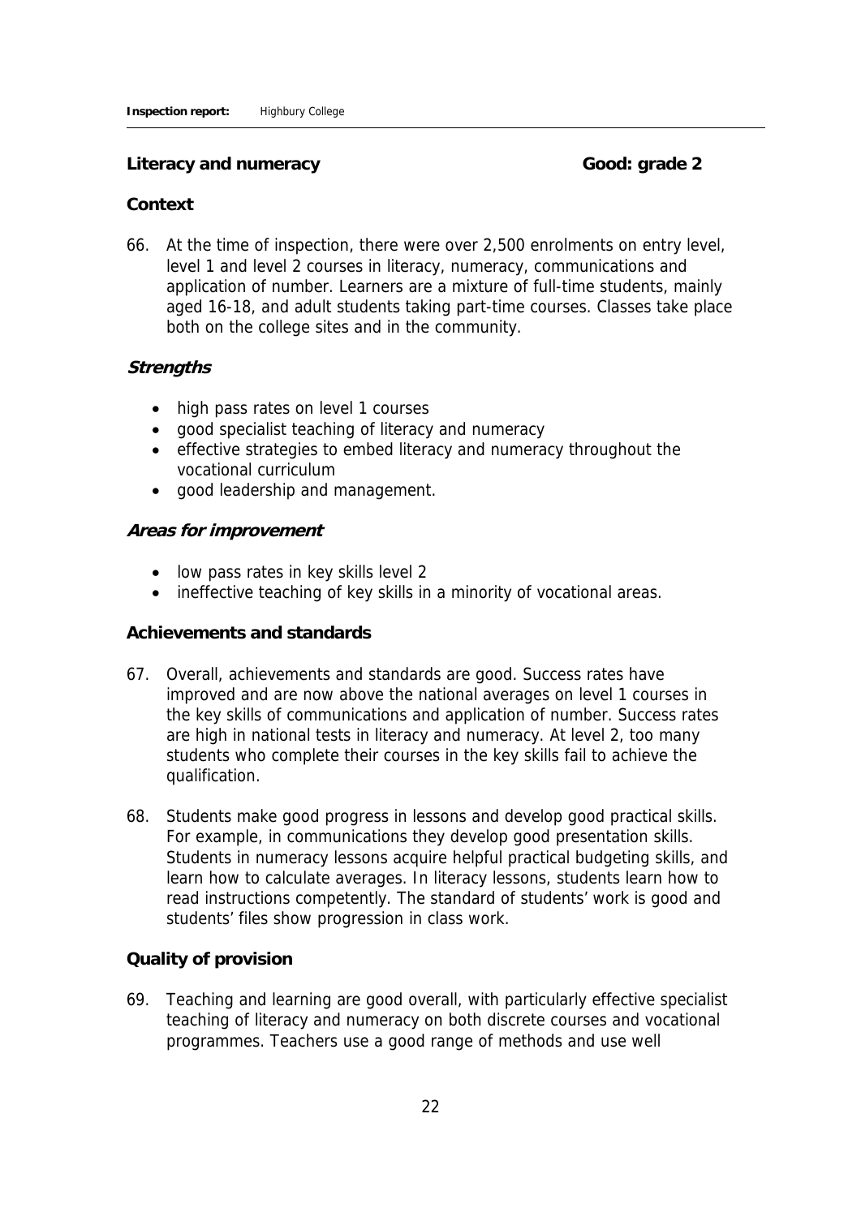## Literacy and numeracy **Good: grade 2**

### Context

66. At the time of inspection, there were over 2,500 enrolments on entry level, level 1 and level 2 courses in literacy, numeracy, communications and application of number. Learners are a mixture of full-time students, mainly aged 16-18, and adult students taking part-time courses. Classes take place both on the college sites and in the community.

### *Strengths*

- high pass rates on level 1 courses
- good specialist teaching of literacy and numeracy
- effective strategies to embed literacy and numeracy throughout the vocational curriculum
- good leadership and management.

### *Areas for improvement*

- low pass rates in key skills level 2
- ineffective teaching of key skills in a minority of vocational areas.

### Achievements and standards

67. Overall, achievements and standards are good. Success rates have improved and are now above the national averages on level 1 courses in the key skills of communications and application of number. Success rates are high in national tests in literacy and numeracy. At level 2, too many students who complete their courses in the key skills fail to achieve the qualification.

68. Students make good progress in lessons and develop good practical skills. For example, in communications they develop good presentation skills. Students in numeracy lessons acquire helpful practical budgeting skills, and learn how to calculate averages. In literacy lessons, students learn how to read instructions competently. The standard of students' work is good and students' files show progression in class work.

### Quality of provision

69. Teaching and learning are good overall, with particularly effective specialist teaching of literacy and numeracy on both discrete courses and vocational programmes. Teachers use a good range of methods and use well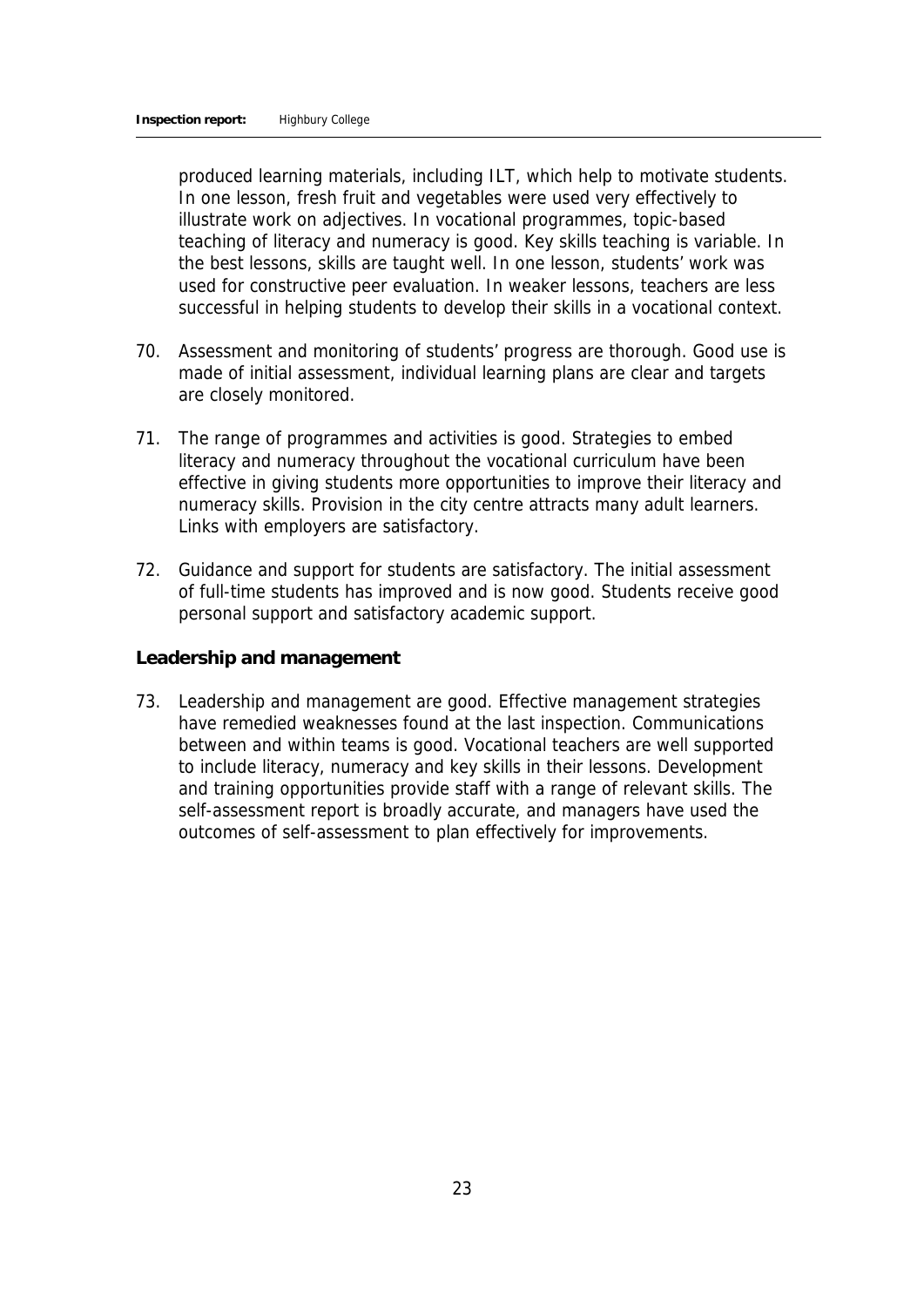produced learning materials, including ILT, which help to motivate students. In one lesson, fresh fruit and vegetables were used very effectively to illustrate work on adjectives. In vocational programmes, topic-based teaching of literacy and numeracy is good. Key skills teaching is variable. In the best lessons, skills are taught well. In one lesson, students' work was used for constructive peer evaluation. In weaker lessons, teachers are less successful in helping students to develop their skills in a vocational context.

70. Assessment and monitoring of students' progress are thorough. Good use is made of initial assessment, individual learning plans are clear and targets are closely monitored.

71. The range of programmes and activities is good. Strategies to embed literacy and numeracy throughout the vocational curriculum have been effective in giving students more opportunities to improve their literacy and numeracy skills. Provision in the city centre attracts many adult learners. Links with employers are satisfactory.

72. Guidance and support for students are satisfactory. The initial assessment of full-time students has improved and is now good. Students receive good personal support and satisfactory academic support.

### Leadership and management

73. Leadership and management are good. Effective management strategies have remedied weaknesses found at the last inspection. Communications between and within teams is good. Vocational teachers are well supported to include literacy, numeracy and key skills in their lessons. Development and training opportunities provide staff with a range of relevant skills. The self-assessment report is broadly accurate, and managers have used the outcomes of self-assessment to plan effectively for improvements.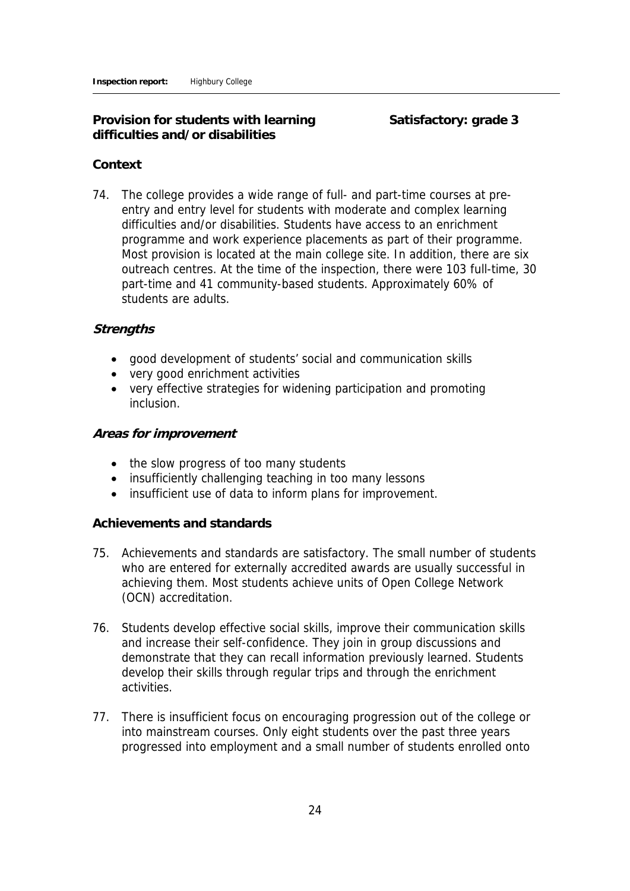**Provision for students with learning difficulties and/or disabilities** **Satisfactory: grade 3**

**Context**

74. The college provides a wide range of full- and part-time courses at pre-entry and entry level for students with moderate and complex learning difficulties and/or disabilities. Students have access to an enrichment programme and work experience placements as part of their programme. Most provision is located at the main college site. In addition, there are six outreach centres. At the time of the inspection, there were 103 full-time, 30 part-time and 41 community-based students. Approximately 60% of students are adults.

***Strengths***

- good development of students' social and communication skills
- very good enrichment activities
- very effective strategies for widening participation and promoting inclusion.

***Areas for improvement***

- the slow progress of too many students
- insufficiently challenging teaching in too many lessons
- insufficient use of data to inform plans for improvement.

**Achievements and standards**

75. Achievements and standards are satisfactory. The small number of students who are entered for externally accredited awards are usually successful in achieving them. Most students achieve units of Open College Network (OCN) accreditation.

76. Students develop effective social skills, improve their communication skills and increase their self-confidence. They join in group discussions and demonstrate that they can recall information previously learned. Students develop their skills through regular trips and through the enrichment activities.

77. There is insufficient focus on encouraging progression out of the college or into mainstream courses. Only eight students over the past three years progressed into employment and a small number of students enrolled onto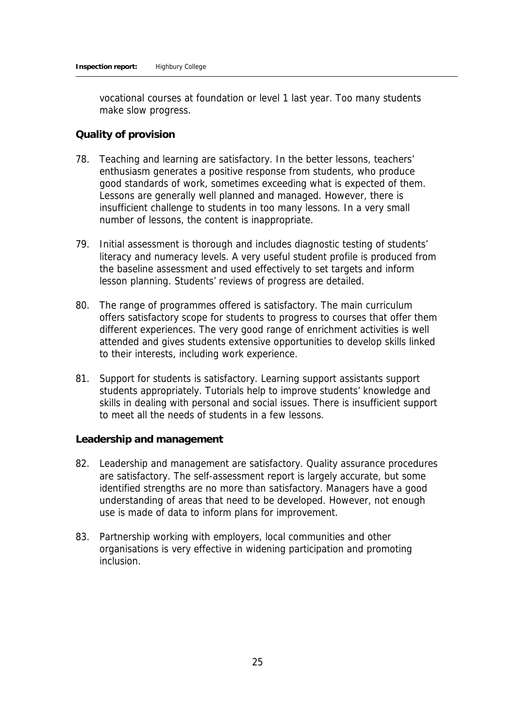vocational courses at foundation or level 1 last year. Too many students make slow progress.

### Quality of provision

78. Teaching and learning are satisfactory. In the better lessons, teachers' enthusiasm generates a positive response from students, who produce good standards of work, sometimes exceeding what is expected of them. Lessons are generally well planned and managed. However, there is insufficient challenge to students in too many lessons. In a very small number of lessons, the content is inappropriate.

79. Initial assessment is thorough and includes diagnostic testing of students' literacy and numeracy levels. A very useful student profile is produced from the baseline assessment and used effectively to set targets and inform lesson planning. Students' reviews of progress are detailed.

80. The range of programmes offered is satisfactory. The main curriculum offers satisfactory scope for students to progress to courses that offer them different experiences. The very good range of enrichment activities is well attended and gives students extensive opportunities to develop skills linked to their interests, including work experience.

81. Support for students is satisfactory. Learning support assistants support students appropriately. Tutorials help to improve students' knowledge and skills in dealing with personal and social issues. There is insufficient support to meet all the needs of students in a few lessons.

### Leadership and management

82. Leadership and management are satisfactory. Quality assurance procedures are satisfactory. The self-assessment report is largely accurate, but some identified strengths are no more than satisfactory. Managers have a good understanding of areas that need to be developed. However, not enough use is made of data to inform plans for improvement.

83. Partnership working with employers, local communities and other organisations is very effective in widening participation and promoting inclusion.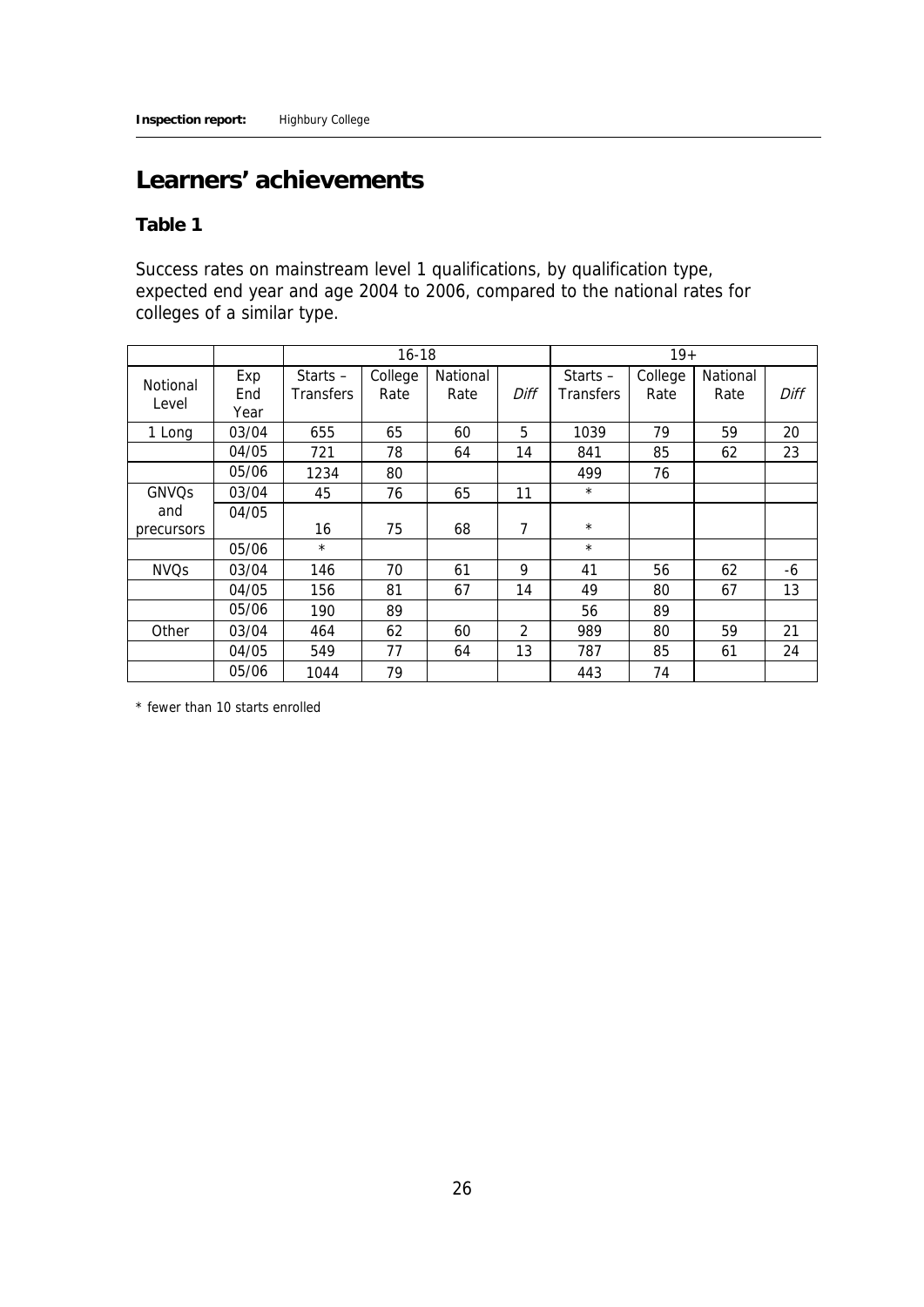## Learners' achievements

### Table 1

Success rates on mainstream level 1 qualifications, by qualification type, expected end year and age 2004 to 2006, compared to the national rates for colleges of a similar type.

| | | 16-18 | | | | 19+ | | | |
|---|---|---|---|---|---|---|---|---|---|
| Notional Level | Exp End Year | Starts – Transfers | College Rate | National Rate | *Diff* | Starts – Transfers | College Rate | National Rate | *Diff* |
| 1 Long | 03/04 | 655 | 65 | 60 | 5 | 1039 | 79 | 59 | 20 |
| | 04/05 | 721 | 78 | 64 | 14 | 841 | 85 | 62 | 23 |
| | 05/06 | 1234 | 80 | | | 499 | 76 | | |
| GNVQs and precursors | 03/04 | 45 | 76 | 65 | 11 | * | | | |
| | 04/05 | 16 | 75 | 68 | 7 | * | | | |
| | 05/06 | * | | | | * | | | |
| NVQs | 03/04 | 146 | 70 | 61 | 9 | 41 | 56 | 62 | -6 |
| | 04/05 | 156 | 81 | 67 | 14 | 49 | 80 | 67 | 13 |
| | 05/06 | 190 | 89 | | | 56 | 89 | | |
| Other | 03/04 | 464 | 62 | 60 | 2 | 989 | 80 | 59 | 21 |
| | 04/05 | 549 | 77 | 64 | 13 | 787 | 85 | 61 | 24 |
| | 05/06 | 1044 | 79 | | | 443 | 74 | | |

* fewer than 10 starts enrolled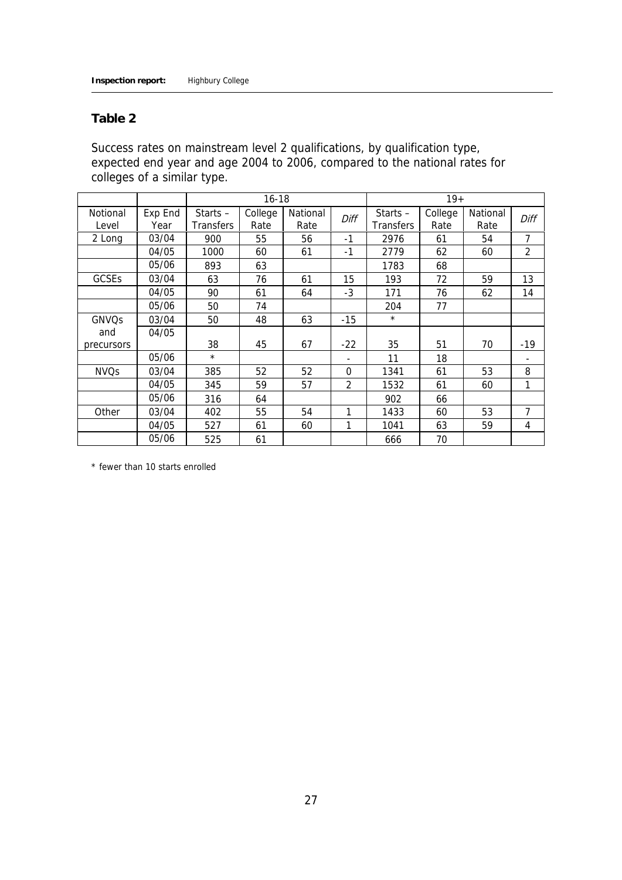## Table 2

Success rates on mainstream level 2 qualifications, by qualification type, expected end year and age 2004 to 2006, compared to the national rates for colleges of a similar type.

| | | 16-18 | | | | 19+ | | | |
|---|---|---|---|---|---|---|---|---|---|
| Notional Level | Exp End Year | Starts – Transfers | College Rate | National Rate | *Diff* | Starts – Transfers | College Rate | National Rate | *Diff* |
| 2 Long | 03/04 | 900 | 55 | 56 | -1 | 2976 | 61 | 54 | 7 |
| | 04/05 | 1000 | 60 | 61 | -1 | 2779 | 62 | 60 | 2 |
| | 05/06 | 893 | 63 | | | 1783 | 68 | | |
| GCSEs | 03/04 | 63 | 76 | 61 | 15 | 193 | 72 | 59 | 13 |
| | 04/05 | 90 | 61 | 64 | -3 | 171 | 76 | 62 | 14 |
| | 05/06 | 50 | 74 | | | 204 | 77 | | |
| GNVQs and precursors | 03/04 | 50 | 48 | 63 | -15 | * | | | |
| | 04/05 | 38 | 45 | 67 | -22 | 35 | 51 | 70 | -19 |
| | 05/06 | * | | | - | 11 | 18 | | - |
| NVQs | 03/04 | 385 | 52 | 52 | 0 | 1341 | 61 | 53 | 8 |
| | 04/05 | 345 | 59 | 57 | 2 | 1532 | 61 | 60 | 1 |
| | 05/06 | 316 | 64 | | | 902 | 66 | | |
| Other | 03/04 | 402 | 55 | 54 | 1 | 1433 | 60 | 53 | 7 |
| | 04/05 | 527 | 61 | 60 | 1 | 1041 | 63 | 59 | 4 |
| | 05/06 | 525 | 61 | | | 666 | 70 | | |

* fewer than 10 starts enrolled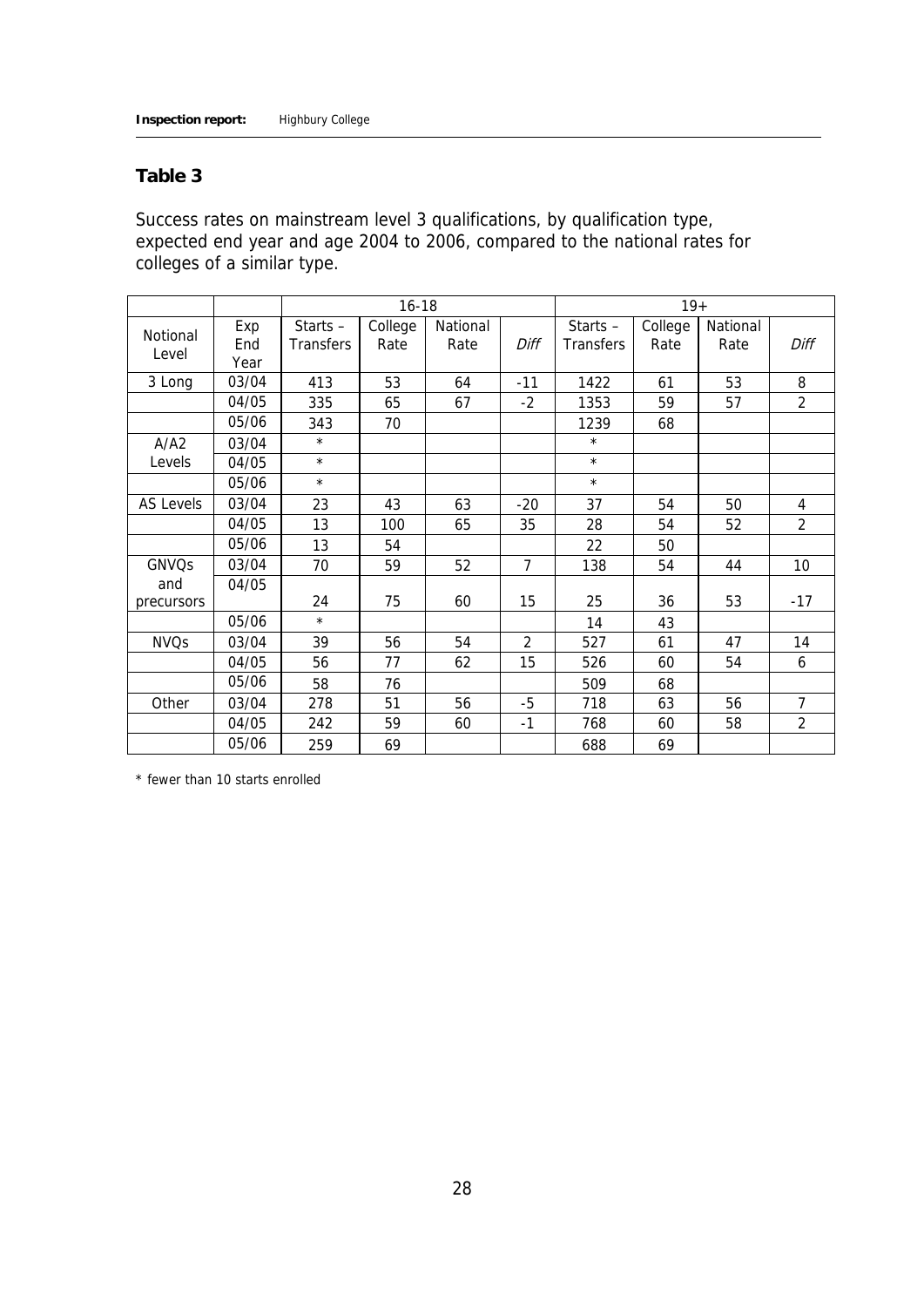## Table 3

Success rates on mainstream level 3 qualifications, by qualification type, expected end year and age 2004 to 2006, compared to the national rates for colleges of a similar type.

| | | 16-18 | | | | 19+ | | | |
|---|---|---|---|---|---|---|---|---|---|
| Notional Level | Exp End Year | Starts – Transfers | College Rate | National Rate | *Diff* | Starts – Transfers | College Rate | National Rate | *Diff* |
| 3 Long | 03/04 | 413 | 53 | 64 | -11 | 1422 | 61 | 53 | 8 |
| | 04/05 | 335 | 65 | 67 | -2 | 1353 | 59 | 57 | 2 |
| | 05/06 | 343 | 70 | | | 1239 | 68 | | |
| A/A2 Levels | 03/04 | * | | | | * | | | |
| | 04/05 | * | | | | * | | | |
| | 05/06 | * | | | | * | | | |
| AS Levels | 03/04 | 23 | 43 | 63 | -20 | 37 | 54 | 50 | 4 |
| | 04/05 | 13 | 100 | 65 | 35 | 28 | 54 | 52 | 2 |
| | 05/06 | 13 | 54 | | | 22 | 50 | | |
| GNVQs and precursors | 03/04 | 70 | 59 | 52 | 7 | 138 | 54 | 44 | 10 |
| | 04/05 | 24 | 75 | 60 | 15 | 25 | 36 | 53 | -17 |
| | 05/06 | * | | | | 14 | 43 | | |
| NVQs | 03/04 | 39 | 56 | 54 | 2 | 527 | 61 | 47 | 14 |
| | 04/05 | 56 | 77 | 62 | 15 | 526 | 60 | 54 | 6 |
| | 05/06 | 58 | 76 | | | 509 | 68 | | |
| Other | 03/04 | 278 | 51 | 56 | -5 | 718 | 63 | 56 | 7 |
| | 04/05 | 242 | 59 | 60 | -1 | 768 | 60 | 58 | 2 |
| | 05/06 | 259 | 69 | | | 688 | 69 | | |

* fewer than 10 starts enrolled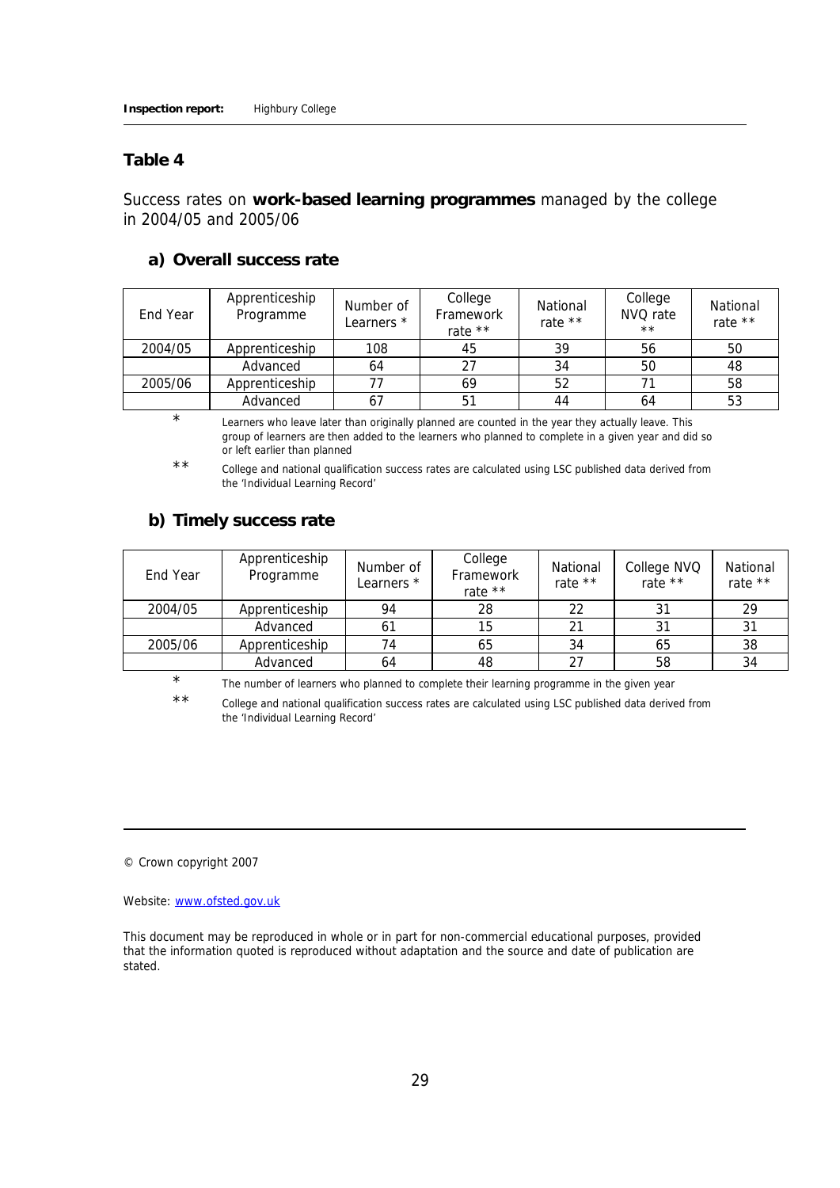## Table 4

Success rates on **work-based learning programmes** managed by the college in 2004/05 and 2005/06

### a) Overall success rate

| End Year | Apprenticeship Programme | Number of Learners * | College Framework rate ** | National rate ** | College NVQ rate ** | National rate ** |
|---|---|---|---|---|---|---|
| 2004/05 | Apprenticeship | 108 | 45 | 39 | 56 | 50 |
| | Advanced | 64 | 27 | 34 | 50 | 48 |
| 2005/06 | Apprenticeship | 77 | 69 | 52 | 71 | 58 |
| | Advanced | 67 | 51 | 44 | 64 | 53 |

\* Learners who leave later than originally planned are counted in the year they actually leave. This group of learners are then added to the learners who planned to complete in a given year and did so or left earlier than planned

\** College and national qualification success rates are calculated using LSC published data derived from the 'Individual Learning Record'

### b) Timely success rate

| End Year | Apprenticeship Programme | Number of Learners * | College Framework rate ** | National rate ** | College NVQ rate ** | National rate ** |
|---|---|---|---|---|---|---|
| 2004/05 | Apprenticeship | 94 | 28 | 22 | 31 | 29 |
| | Advanced | 61 | 15 | 21 | 31 | 31 |
| 2005/06 | Apprenticeship | 74 | 65 | 34 | 65 | 38 |
| | Advanced | 64 | 48 | 27 | 58 | 34 |

\* The number of learners who planned to complete their learning programme in the given year

\** College and national qualification success rates are calculated using LSC published data derived from the 'Individual Learning Record'

---

© Crown copyright 2007

Website: www.ofsted.gov.uk

This document may be reproduced in whole or in part for non-commercial educational purposes, provided that the information quoted is reproduced without adaptation and the source and date of publication are stated.